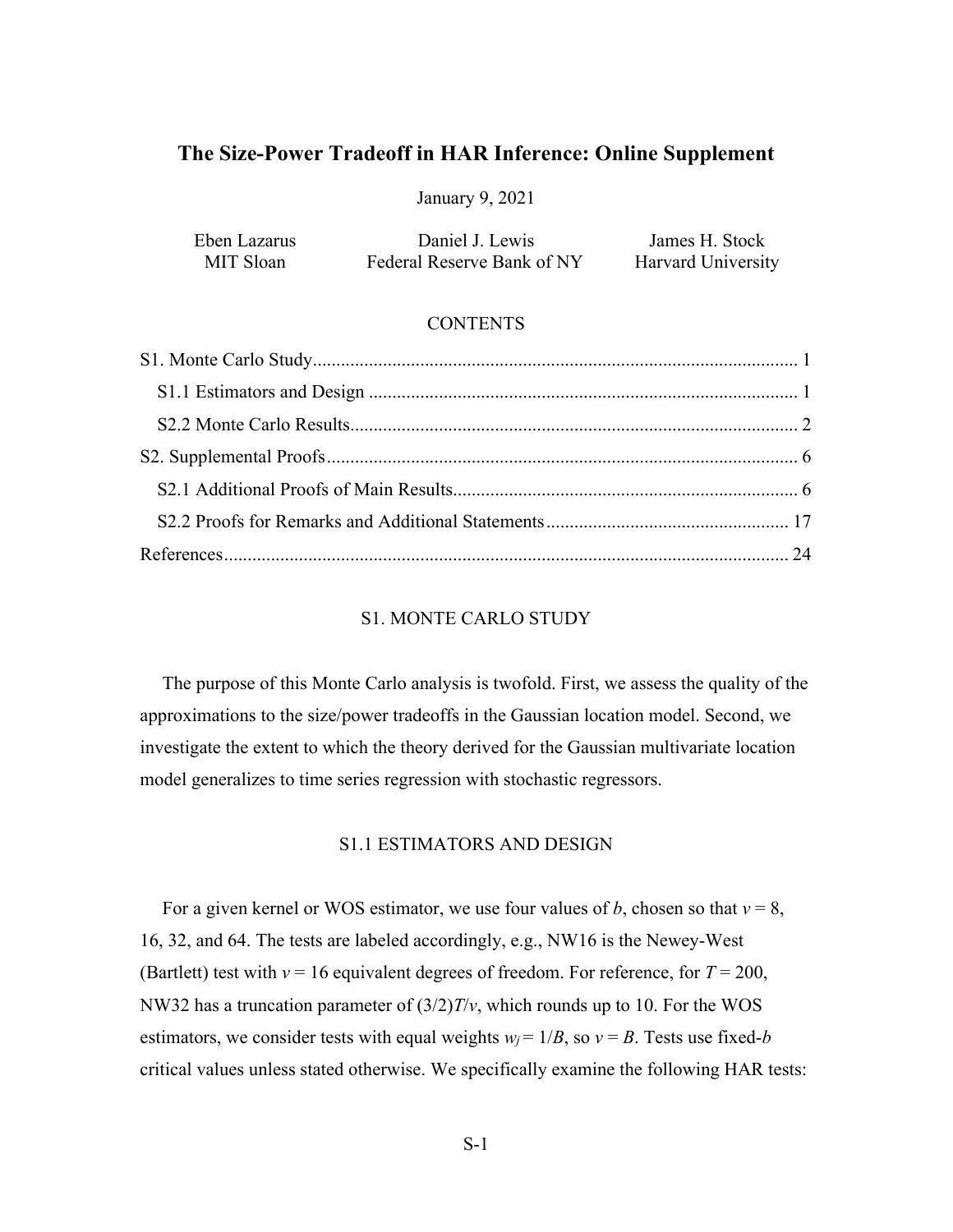# The Size-Power Tradeoff in HAR Inference: Online Supplement

January 9, 2021

| Eben Lazarus | Daniel J. Lewis | James H. Stock |
|---|---|---|
| MIT Sloan | Federal Reserve Bank of NY | Harvard University |

CONTENTS

S1. Monte Carlo Study ........ 1

S1.1 Estimators and Design ........ 1

S2.2 Monte Carlo Results ........ 2

S2. Supplemental Proofs ........ 6

S2.1 Additional Proofs of Main Results ........ 6

S2.2 Proofs for Remarks and Additional Statements ........ 17

References ........ 24

## S1. MONTE CARLO STUDY

The purpose of this Monte Carlo analysis is twofold. First, we assess the quality of the approximations to the size/power tradeoffs in the Gaussian location model. Second, we investigate the extent to which the theory derived for the Gaussian multivariate location model generalizes to time series regression with stochastic regressors.

### S1.1 ESTIMATORS AND DESIGN

For a given kernel or WOS estimator, we use four values of $b$, chosen so that $v = 8$, 16, 32, and 64. The tests are labeled accordingly, e.g., NW16 is the Newey-West (Bartlett) test with $v = 16$ equivalent degrees of freedom. For reference, for $T = 200$, NW32 has a truncation parameter of $(3/2)T/v$, which rounds up to 10. For the WOS estimators, we consider tests with equal weights $w_j = 1/B$, so $v = B$. Tests use fixed-$b$ critical values unless stated otherwise. We specifically examine the following HAR tests: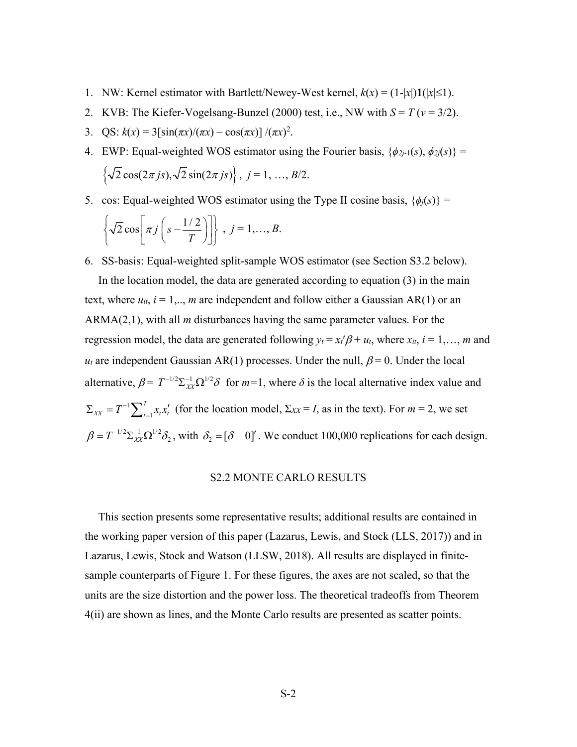1. NW: Kernel estimator with Bartlett/Newey-West kernel, $k(x) = (1-|x|)\mathbf{1}(|x|\leq 1)$.
2. KVB: The Kiefer-Vogelsang-Bunzel (2000) test, i.e., NW with $S = T$ ($v = 3/2$).
3. QS: $k(x) = 3[\sin(\pi x)/(\pi x) - \cos(\pi x)]/(\pi x)^2$.
4. EWP: Equal-weighted WOS estimator using the Fourier basis, $\{\phi_{2j-1}(s), \phi_{2j}(s)\} = \left\{\sqrt{2}\cos(2\pi js), \sqrt{2}\sin(2\pi js)\right\}$, $j = 1, \ldots, B/2$.
5. cos: Equal-weighted WOS estimator using the Type II cosine basis, $\{\phi_j(s)\} = \left\{\sqrt{2}\cos\left[\pi j\left(s - \frac{1/2}{T}\right)\right]\right\}$, $j = 1,\ldots, B$.
6. SS-basis: Equal-weighted split-sample WOS estimator (see Section S3.2 below).

In the location model, the data are generated according to equation (3) in the main text, where $u_{it}$, $i = 1,.., m$ are independent and follow either a Gaussian AR(1) or an ARMA(2,1), with all $m$ disturbances having the same parameter values. For the regression model, the data are generated following $y_t = x_t'\beta + u_t$, where $x_{it}$, $i = 1,\ldots, m$ and $u_t$ are independent Gaussian AR(1) processes. Under the null, $\beta = 0$. Under the local alternative, $\beta = T^{-1/2}\Sigma_{XX}^{-1}\Omega^{1/2}\delta$ for $m$=1, where $\delta$ is the local alternative index value and $\Sigma_{XX} = T^{-1}\sum_{t=1}^{T} x_t x_t'$ (for the location model, $\Sigma_{XX} = I$, as in the text). For $m = 2$, we set $\beta = T^{-1/2}\Sigma_{XX}^{-1}\Omega^{1/2}\delta_2$, with $\delta_2 = [\delta \quad 0]'$. We conduct 100,000 replications for each design.

## S2.2 MONTE CARLO RESULTS

This section presents some representative results; additional results are contained in the working paper version of this paper (Lazarus, Lewis, and Stock (LLS, 2017)) and in Lazarus, Lewis, Stock and Watson (LLSW, 2018). All results are displayed in finite-sample counterparts of Figure 1. For these figures, the axes are not scaled, so that the units are the size distortion and the power loss. The theoretical tradeoffs from Theorem 4(ii) are shown as lines, and the Monte Carlo results are presented as scatter points.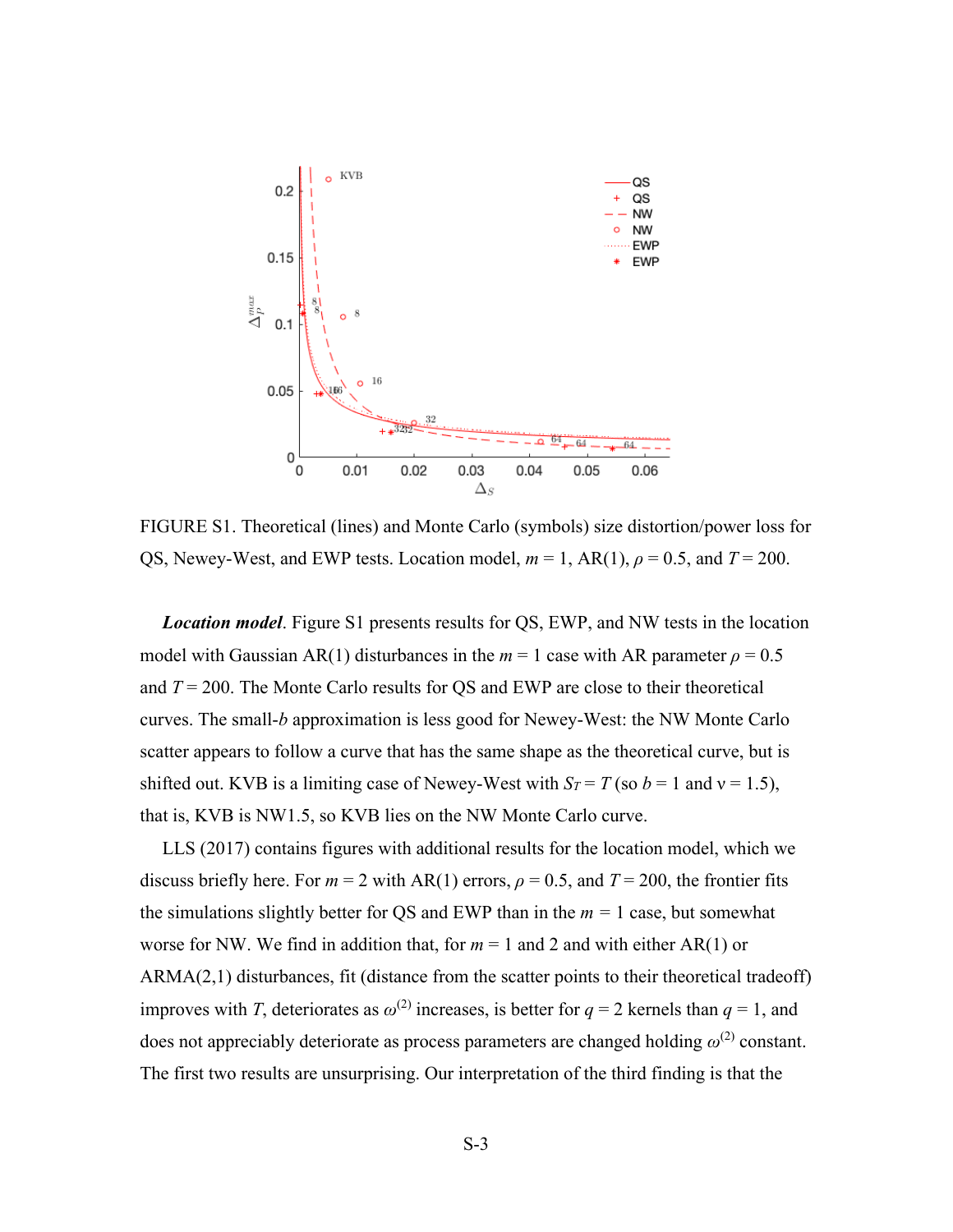FIGURE S1. Theoretical (lines) and Monte Carlo (symbols) size distortion/power loss for QS, Newey-West, and EWP tests. Location model, $m = 1$, AR(1), $\rho = 0.5$, and $T = 200$.

***Location model***. Figure S1 presents results for QS, EWP, and NW tests in the location model with Gaussian AR(1) disturbances in the $m = 1$ case with AR parameter $\rho = 0.5$ and $T = 200$. The Monte Carlo results for QS and EWP are close to their theoretical curves. The small-$b$ approximation is less good for Newey-West: the NW Monte Carlo scatter appears to follow a curve that has the same shape as the theoretical curve, but is shifted out. KVB is a limiting case of Newey-West with $S_T = T$ (so $b = 1$ and $\nu = 1.5$), that is, KVB is NW1.5, so KVB lies on the NW Monte Carlo curve.

LLS (2017) contains figures with additional results for the location model, which we discuss briefly here. For $m = 2$ with AR(1) errors, $\rho = 0.5$, and $T = 200$, the frontier fits the simulations slightly better for QS and EWP than in the $m = 1$ case, but somewhat worse for NW. We find in addition that, for $m = 1$ and 2 and with either AR(1) or ARMA(2,1) disturbances, fit (distance from the scatter points to their theoretical tradeoff) improves with $T$, deteriorates as $\omega^{(2)}$ increases, is better for $q = 2$ kernels than $q = 1$, and does not appreciably deteriorate as process parameters are changed holding $\omega^{(2)}$ constant. The first two results are unsurprising. Our interpretation of the third finding is that the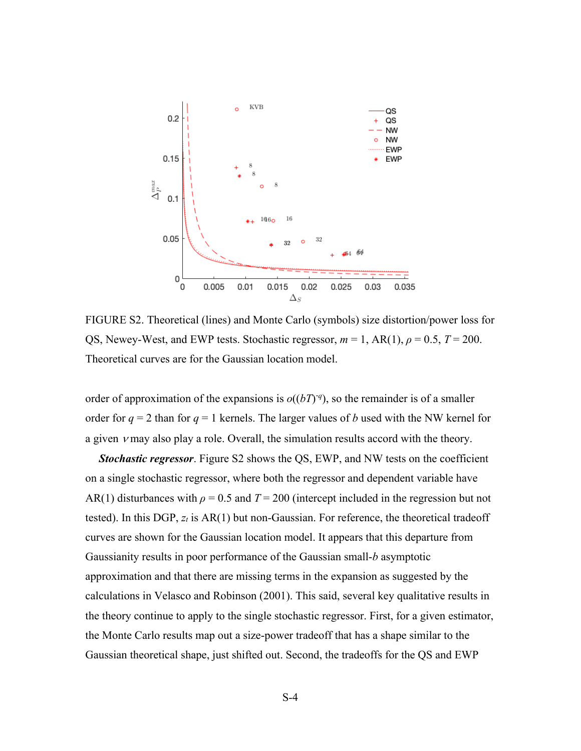FIGURE S2. Theoretical (lines) and Monte Carlo (symbols) size distortion/power loss for QS, Newey-West, and EWP tests. Stochastic regressor, $m = 1$, AR(1), $\rho = 0.5$, $T = 200$. Theoretical curves are for the Gaussian location model.

order of approximation of the expansions is $o((bT)^{-q})$, so the remainder is of a smaller order for $q = 2$ than for $q = 1$ kernels. The larger values of $b$ used with the NW kernel for a given $\nu$ may also play a role. Overall, the simulation results accord with the theory.

***Stochastic regressor***. Figure S2 shows the QS, EWP, and NW tests on the coefficient on a single stochastic regressor, where both the regressor and dependent variable have AR(1) disturbances with $\rho = 0.5$ and $T = 200$ (intercept included in the regression but not tested). In this DGP, $z_t$ is AR(1) but non-Gaussian. For reference, the theoretical tradeoff curves are shown for the Gaussian location model. It appears that this departure from Gaussianity results in poor performance of the Gaussian small-$b$ asymptotic approximation and that there are missing terms in the expansion as suggested by the calculations in Velasco and Robinson (2001). This said, several key qualitative results in the theory continue to apply to the single stochastic regressor. First, for a given estimator, the Monte Carlo results map out a size-power tradeoff that has a shape similar to the Gaussian theoretical shape, just shifted out. Second, the tradeoffs for the QS and EWP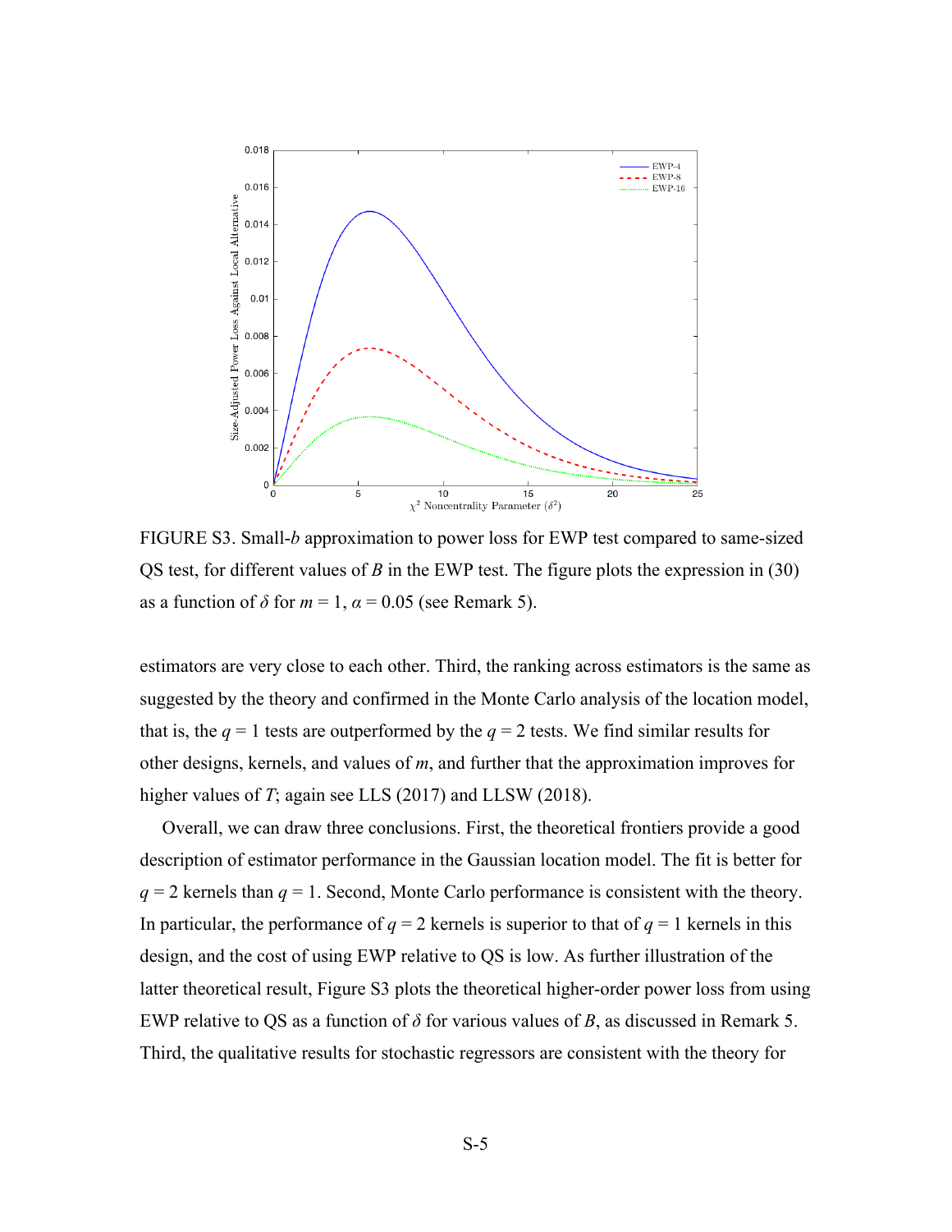FIGURE S3. Small-$b$ approximation to power loss for EWP test compared to same-sized QS test, for different values of $B$ in the EWP test. The figure plots the expression in (30) as a function of $\delta$ for $m = 1$, $\alpha = 0.05$ (see Remark 5).

estimators are very close to each other. Third, the ranking across estimators is the same as suggested by the theory and confirmed in the Monte Carlo analysis of the location model, that is, the $q = 1$ tests are outperformed by the $q = 2$ tests. We find similar results for other designs, kernels, and values of $m$, and further that the approximation improves for higher values of $T$; again see LLS (2017) and LLSW (2018).

Overall, we can draw three conclusions. First, the theoretical frontiers provide a good description of estimator performance in the Gaussian location model. The fit is better for $q = 2$ kernels than $q = 1$. Second, Monte Carlo performance is consistent with the theory. In particular, the performance of $q = 2$ kernels is superior to that of $q = 1$ kernels in this design, and the cost of using EWP relative to QS is low. As further illustration of the latter theoretical result, Figure S3 plots the theoretical higher-order power loss from using EWP relative to QS as a function of $\delta$ for various values of $B$, as discussed in Remark 5. Third, the qualitative results for stochastic regressors are consistent with the theory for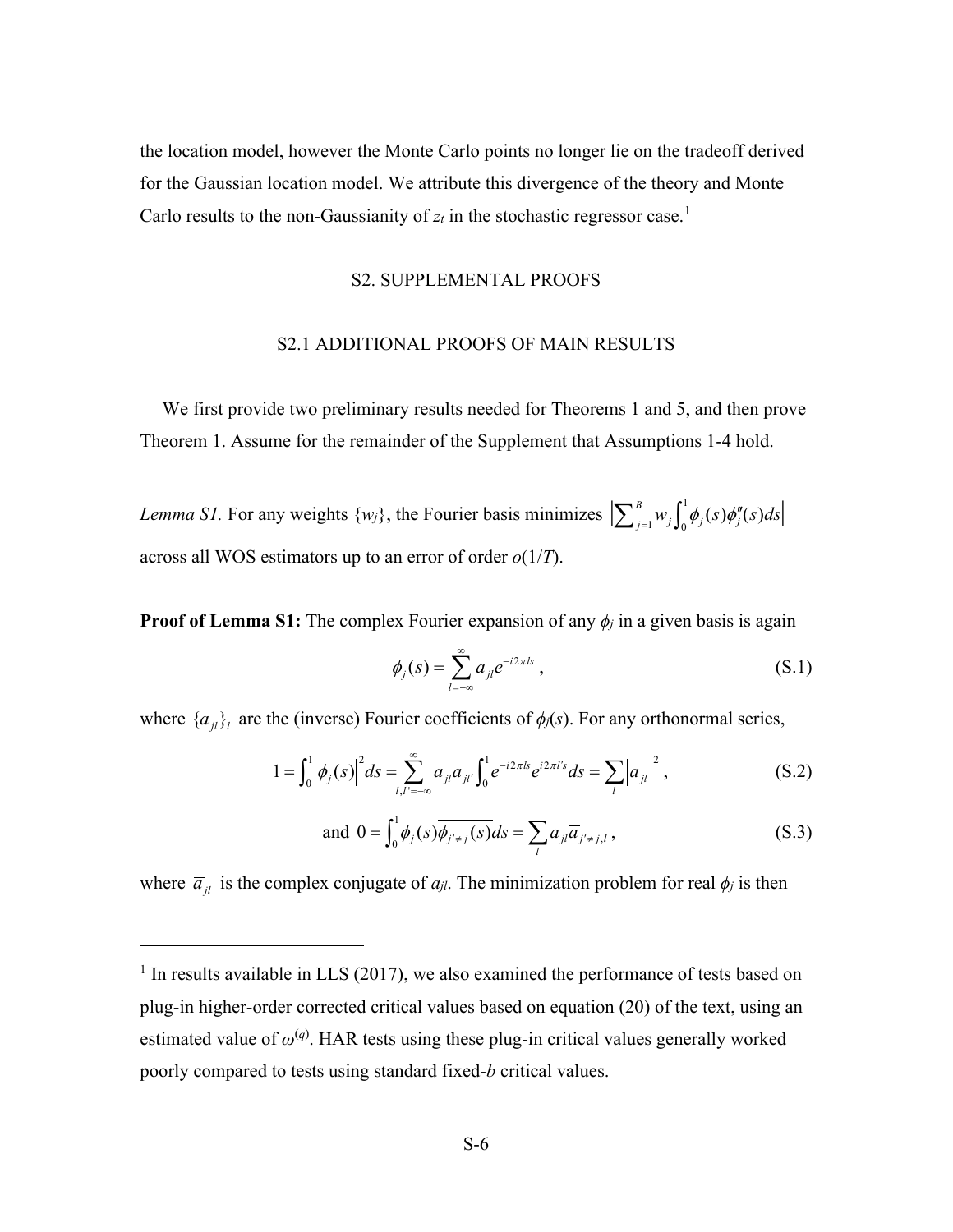the location model, however the Monte Carlo points no longer lie on the tradeoff derived for the Gaussian location model. We attribute this divergence of the theory and Monte Carlo results to the non-Gaussianity of $z_t$ in the stochastic regressor case.[1]

## S2. SUPPLEMENTAL PROOFS

### S2.1 ADDITIONAL PROOFS OF MAIN RESULTS

We first provide two preliminary results needed for Theorems 1 and 5, and then prove Theorem 1. Assume for the remainder of the Supplement that Assumptions 1-4 hold.

*Lemma S1.* For any weights $\{w_j\}$, the Fourier basis minimizes $\left|\sum_{j=1}^{B} w_j \int_0^1 \phi_j(s)\phi_j''(s)ds\right|$ across all WOS estimators up to an error of order $o(1/T)$.

**Proof of Lemma S1:** The complex Fourier expansion of any $\phi_j$ in a given basis is again

$$\phi_j(s) = \sum_{l=-\infty}^{\infty} a_{jl} e^{-i2\pi ls}, \tag{S.1}$$

where $\{a_{jl}\}_l$ are the (inverse) Fourier coefficients of $\phi_j(s)$. For any orthonormal series,

$$1 = \int_0^1 \left|\phi_j(s)\right|^2 ds = \sum_{l,l'=-\infty}^{\infty} a_{jl}\bar{a}_{jl'} \int_0^1 e^{-i2\pi ls} e^{i2\pi l's} ds = \sum_l \left|a_{jl}\right|^2, \tag{S.2}$$

$$\text{and } 0 = \int_0^1 \phi_j(s)\overline{\phi_{j'\neq j}(s)}ds = \sum_l a_{jl}\bar{a}_{j'\neq j,l}, \tag{S.3}$$

where $\bar{a}_{jl}$ is the complex conjugate of $a_{jl}$. The minimization problem for real $\phi_j$ is then

[1] In results available in LLS (2017), we also examined the performance of tests based on plug-in higher-order corrected critical values based on equation (20) of the text, using an estimated value of $\omega^{(q)}$. HAR tests using these plug-in critical values generally worked poorly compared to tests using standard fixed-$b$ critical values.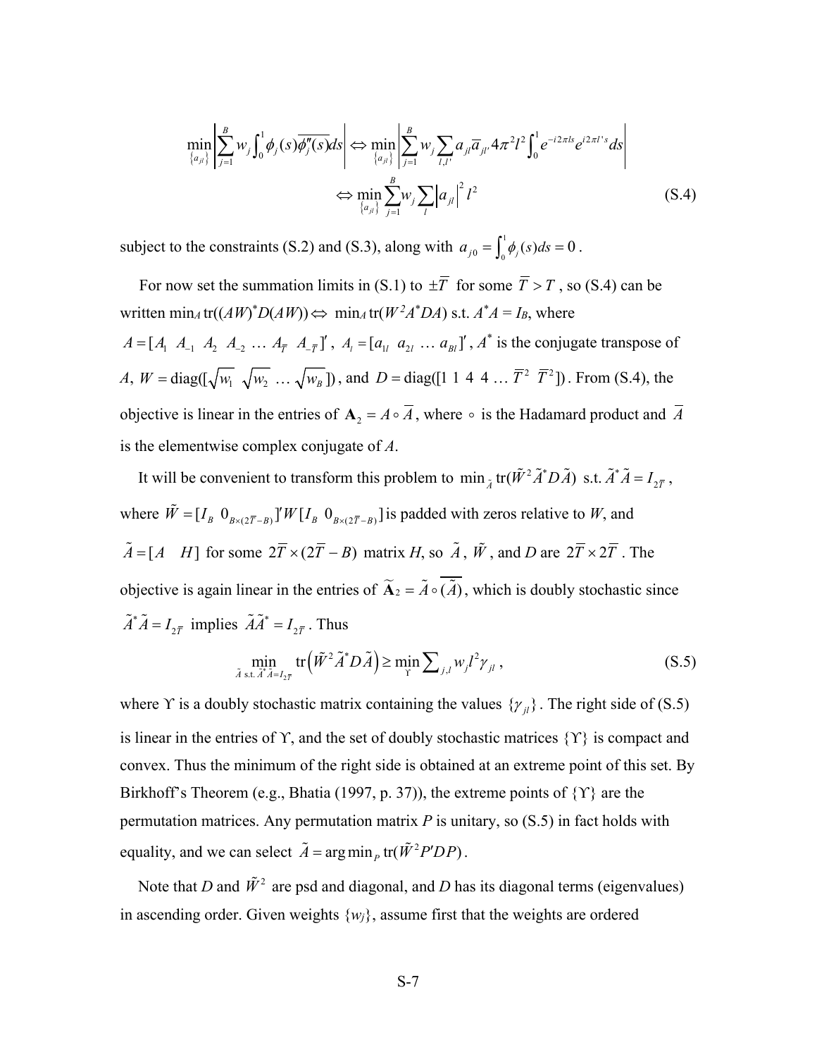$$\min_{\{a_{jl}\}} \left| \sum_{j=1}^{B} w_j \int_0^1 \phi_j(s) \overline{\phi_j''(s)} ds \right| \Leftrightarrow \min_{\{a_{jl}\}} \left| \sum_{j=1}^{B} w_j \sum_{l,l'} a_{jl} \overline{a}_{jl'} 4\pi^2 l^2 \int_0^1 e^{-i2\pi ls} e^{i2\pi l's} ds \right|$$

$$\Leftrightarrow \min_{\{a_{jl}\}} \sum_{j=1}^{B} w_j \sum_l \left| a_{jl} \right|^2 l^2 \tag{S.4}$$

subject to the constraints (S.2) and (S.3), along with $a_{j0} = \int_0^1 \phi_j(s) ds = 0$.

For now set the summation limits in (S.1) to $\pm \overline{T}$ for some $\overline{T} > T$, so (S.4) can be written $\min_A \text{tr}((AW)^* D(AW)) \Leftrightarrow \min_A \text{tr}(W^2 A^* DA)$ s.t. $A^*A = I_B$, where $A = [A_1 \;\; A_{-1} \;\; A_2 \;\; A_{-2} \; \ldots \; A_{\overline{T}} \;\; A_{-\overline{T}}]'$, $A_l = [a_{1l} \;\; a_{2l} \; \ldots \; a_{Bl}]'$, $A^*$ is the conjugate transpose of $A$, $W = \text{diag}([\sqrt{w_1} \;\; \sqrt{w_2} \; \ldots \; \sqrt{w_B}])$, and $D = \text{diag}([1 \;\; 1 \;\; 4 \;\; 4 \; \ldots \; \overline{T}^2 \;\; \overline{T}^2])$. From (S.4), the objective is linear in the entries of $\mathbf{A}_2 = A \circ \overline{A}$, where $\circ$ is the Hadamard product and $\overline{A}$ is the elementwise complex conjugate of $A$.

It will be convenient to transform this problem to $\min_{\tilde{A}} \text{tr}(\tilde{W}^2 \tilde{A}^* D \tilde{A})$ s.t. $\tilde{A}^* \tilde{A} = I_{2\overline{T}}$, where $\tilde{W} = [I_B \;\; 0_{B \times (2\overline{T}-B)}]' W [I_B \;\; 0_{B \times (2\overline{T}-B)}]$ is padded with zeros relative to $W$, and $\tilde{A} = [A \quad H]$ for some $2\overline{T} \times (2\overline{T} - B)$ matrix $H$, so $\tilde{A}$, $\tilde{W}$, and $D$ are $2\overline{T} \times 2\overline{T}$. The objective is again linear in the entries of $\tilde{\mathbf{A}}_2 = \tilde{A} \circ \overline{(\tilde{A})}$, which is doubly stochastic since $\tilde{A}^* \tilde{A} = I_{2\overline{T}}$ implies $\tilde{A}\tilde{A}^* = I_{2\overline{T}}$. Thus

$$\min_{\tilde{A} \text{ s.t. } \tilde{A}^* \tilde{A} = I_{2\overline{T}}} \text{tr}\left( \tilde{W}^2 \tilde{A}^* D \tilde{A} \right) \geq \min_{\Upsilon} \sum_{j,l} w_j l^2 \gamma_{jl} , \tag{S.5}$$

where $\Upsilon$ is a doubly stochastic matrix containing the values $\{\gamma_{jl}\}$. The right side of (S.5) is linear in the entries of $\Upsilon$, and the set of doubly stochastic matrices $\{\Upsilon\}$ is compact and convex. Thus the minimum of the right side is obtained at an extreme point of this set. By Birkhoff's Theorem (e.g., Bhatia (1997, p. 37)), the extreme points of $\{\Upsilon\}$ are the permutation matrices. Any permutation matrix $P$ is unitary, so (S.5) in fact holds with equality, and we can select $\tilde{A} = \arg\min_P \text{tr}(\tilde{W}^2 P' D P)$.

Note that $D$ and $\tilde{W}^2$ are psd and diagonal, and $D$ has its diagonal terms (eigenvalues) in ascending order. Given weights $\{w_j\}$, assume first that the weights are ordered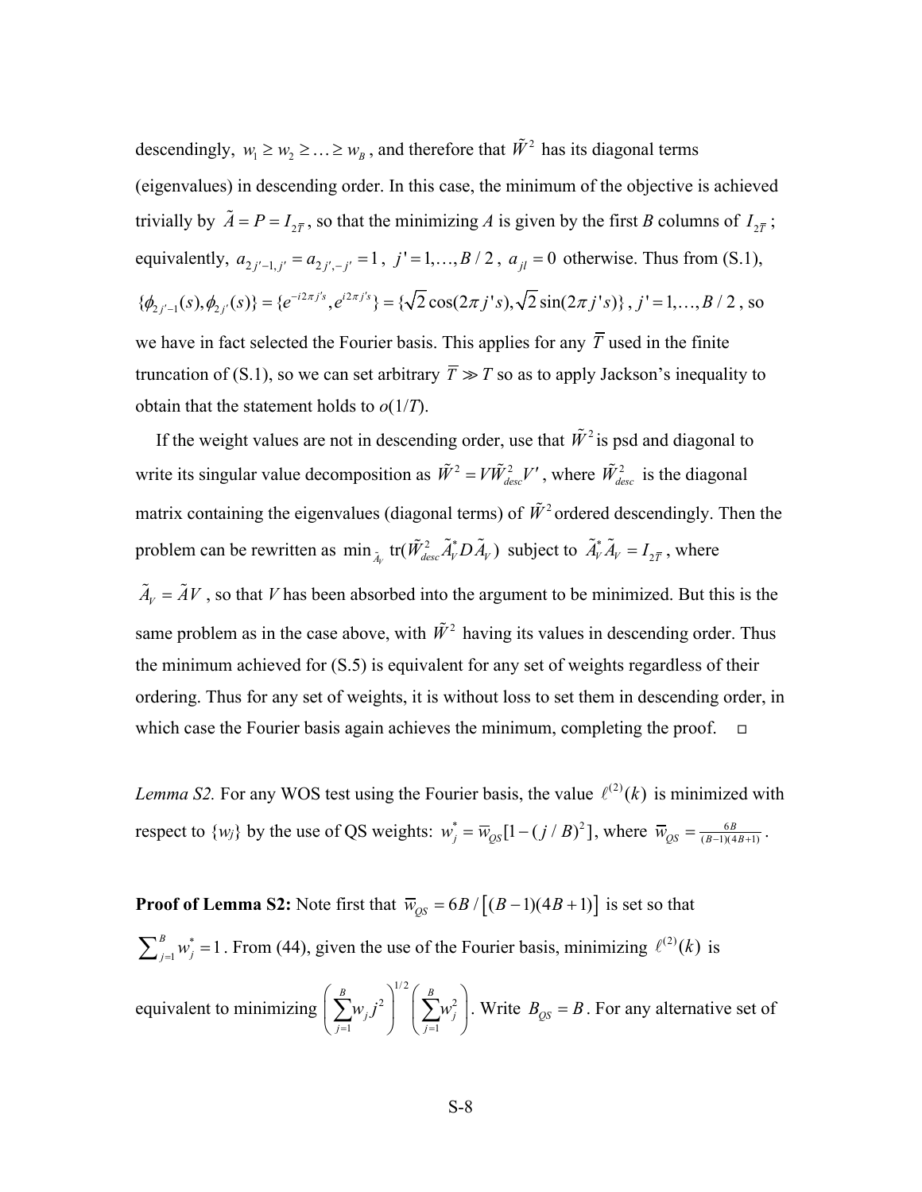descendingly, $w_1 \geq w_2 \geq \ldots \geq w_B$, and therefore that $\tilde{W}^2$ has its diagonal terms (eigenvalues) in descending order. In this case, the minimum of the objective is achieved trivially by $\tilde{A} = P = I_{2\overline{T}}$, so that the minimizing *A* is given by the first *B* columns of $I_{2\overline{T}}$; equivalently, $a_{2j'-1,j'} = a_{2j',-j'} = 1$, $j' = 1,\ldots,B/2$, $a_{jl} = 0$ otherwise. Thus from (S.1), $\{\phi_{2j'-1}(s), \phi_{2j'}(s)\} = \{e^{-i2\pi j's}, e^{i2\pi j's}\} = \{\sqrt{2}\cos(2\pi j's), \sqrt{2}\sin(2\pi j's)\}$, $j' = 1,\ldots,B/2$, so we have in fact selected the Fourier basis. This applies for any $\overline{T}$ used in the finite truncation of (S.1), so we can set arbitrary $\overline{T} \gg T$ so as to apply Jackson's inequality to obtain that the statement holds to *o*(1/*T*).

If the weight values are not in descending order, use that $\tilde{W}^2$ is psd and diagonal to write its singular value decomposition as $\tilde{W}^2 = V\tilde{W}^2_{desc}V'$, where $\tilde{W}^2_{desc}$ is the diagonal matrix containing the eigenvalues (diagonal terms) of $\tilde{W}^2$ ordered descendingly. Then the problem can be rewritten as $\min_{\tilde{A}_V} \text{tr}(\tilde{W}^2_{desc}\tilde{A}^*_V D\tilde{A}_V)$ subject to $\tilde{A}^*_V\tilde{A}_V = I_{2\overline{T}}$, where $\tilde{A}_V = \tilde{A}V$, so that *V* has been absorbed into the argument to be minimized. But this is the same problem as in the case above, with $\tilde{W}^2$ having its values in descending order. Thus the minimum achieved for (S.5) is equivalent for any set of weights regardless of their ordering. Thus for any set of weights, it is without loss to set them in descending order, in which case the Fourier basis again achieves the minimum, completing the proof. □

*Lemma S2.* For any WOS test using the Fourier basis, the value $\ell^{(2)}(k)$ is minimized with respect to $\{w_j\}$ by the use of QS weights: $w_j^* = \overline{w}_{QS}[1-(j/B)^2]$, where $\overline{w}_{QS} = \frac{6B}{(B-1)(4B+1)}$.

**Proof of Lemma S2:** Note first that $\overline{w}_{QS} = 6B/\left[(B-1)(4B+1)\right]$ is set so that $\sum_{j=1}^{B} w_j^* = 1$. From (44), given the use of the Fourier basis, minimizing $\ell^{(2)}(k)$ is equivalent to minimizing $\left(\sum_{j=1}^{B} w_j j^2\right)^{1/2}\left(\sum_{j=1}^{B} w_j^2\right)$. Write $B_{QS} = B$. For any alternative set of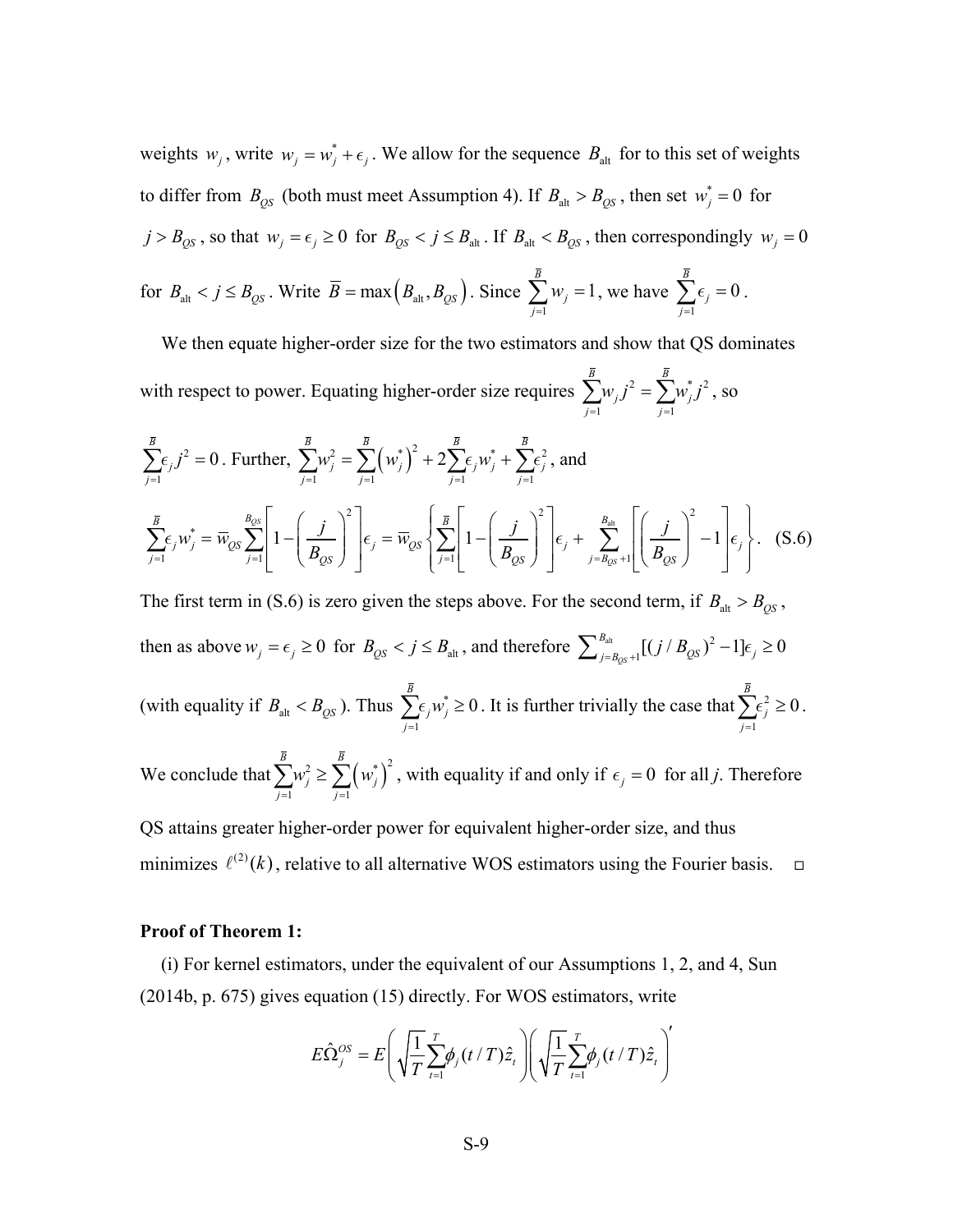weights $w_j$, write $w_j = w_j^* + \epsilon_j$. We allow for the sequence $B_{\text{alt}}$ for to this set of weights to differ from $B_{QS}$ (both must meet Assumption 4). If $B_{\text{alt}} > B_{QS}$, then set $w_j^* = 0$ for $j > B_{QS}$, so that $w_j = \epsilon_j \geq 0$ for $B_{QS} < j \leq B_{\text{alt}}$. If $B_{\text{alt}} < B_{QS}$, then correspondingly $w_j = 0$ for $B_{\text{alt}} < j \leq B_{QS}$. Write $\bar{B} = \max\left(B_{\text{alt}}, B_{QS}\right)$. Since $\sum_{j=1}^{\bar{B}} w_j = 1$, we have $\sum_{j=1}^{\bar{B}} \epsilon_j = 0$.

We then equate higher-order size for the two estimators and show that QS dominates with respect to power. Equating higher-order size requires $\sum_{j=1}^{\bar{B}} w_j j^2 = \sum_{j=1}^{\bar{B}} w_j^* j^2$, so $\sum_{j=1}^{\bar{B}} \epsilon_j j^2 = 0$. Further, $\sum_{j=1}^{\bar{B}} w_j^2 = \sum_{j=1}^{\bar{B}} \left(w_j^*\right)^2 + 2\sum_{j=1}^{\bar{B}} \epsilon_j w_j^* + \sum_{j=1}^{\bar{B}} \epsilon_j^2$, and

$$\sum_{j=1}^{\bar{B}} \epsilon_j w_j^* = \bar{w}_{QS} \sum_{j=1}^{B_{QS}} \left[1 - \left(\frac{j}{B_{QS}}\right)^2\right] \epsilon_j = \bar{w}_{QS} \left\{ \sum_{j=1}^{\bar{B}} \left[1 - \left(\frac{j}{B_{QS}}\right)^2\right] \epsilon_j + \sum_{j=B_{QS}+1}^{B_{\text{alt}}} \left[\left(\frac{j}{B_{QS}}\right)^2 - 1\right] \epsilon_j \right\}. \quad \text{(S.6)}$$

The first term in (S.6) is zero given the steps above. For the second term, if $B_{\text{alt}} > B_{QS}$, then as above $w_j = \epsilon_j \geq 0$ for $B_{QS} < j \leq B_{\text{alt}}$, and therefore $\sum_{j=B_{QS}+1}^{B_{\text{alt}}} [(j/B_{QS})^2 - 1]\epsilon_j \geq 0$ (with equality if $B_{\text{alt}} < B_{QS}$). Thus $\sum_{j=1}^{\bar{B}} \epsilon_j w_j^* \geq 0$. It is further trivially the case that $\sum_{j=1}^{\bar{B}} \epsilon_j^2 \geq 0$. We conclude that $\sum_{j=1}^{\bar{B}} w_j^2 \geq \sum_{j=1}^{\bar{B}} \left(w_j^*\right)^2$, with equality if and only if $\epsilon_j = 0$ for all *j*. Therefore QS attains greater higher-order power for equivalent higher-order size, and thus minimizes $\ell^{(2)}(k)$, relative to all alternative WOS estimators using the Fourier basis. □

**Proof of Theorem 1:**

(i) For kernel estimators, under the equivalent of our Assumptions 1, 2, and 4, Sun (2014b, p. 675) gives equation (15) directly. For WOS estimators, write

$$E\hat{\Omega}_j^{OS} = E\left(\sqrt{\frac{1}{T}} \sum_{t=1}^{T} \phi_j(t/T) \hat{z}_t\right)\left(\sqrt{\frac{1}{T}} \sum_{t=1}^{T} \phi_j(t/T) \hat{z}_t\right)'$$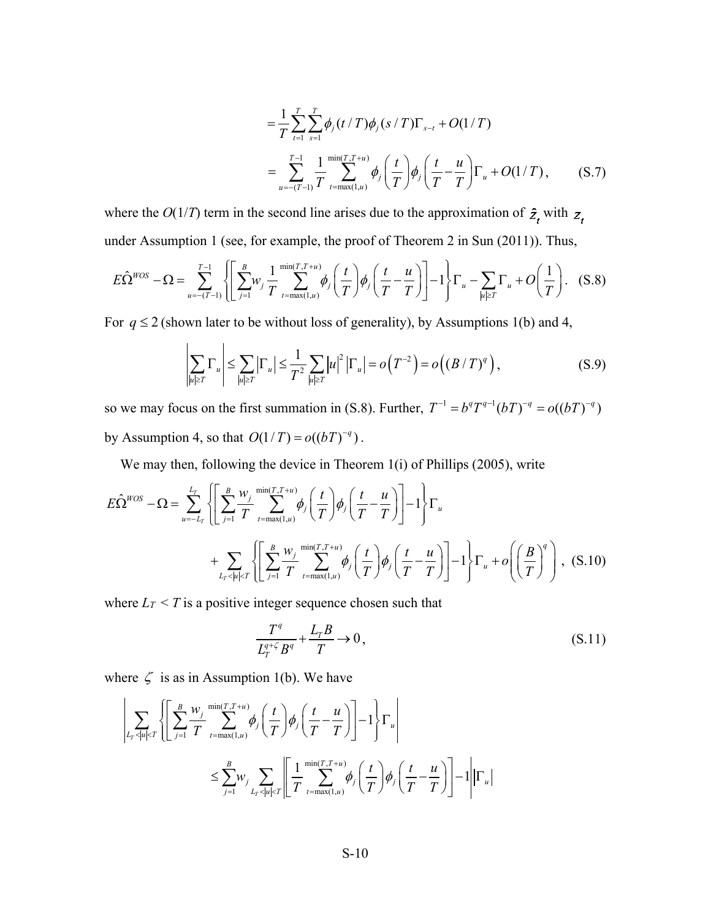$$
= \frac{1}{T}\sum_{t=1}^{T}\sum_{s=1}^{T}\phi_j(t/T)\phi_j(s/T)\Gamma_{s-t} + O(1/T)
$$

$$
= \sum_{u=-(T-1)}^{T-1}\frac{1}{T}\sum_{t=\max(1,u)}^{\min(T,T+u)}\phi_j\left(\frac{t}{T}\right)\phi_j\left(\frac{t}{T}-\frac{u}{T}\right)\Gamma_u + O(1/T), \qquad \text{(S.7)}
$$

where the $O(1/T)$ term in the second line arises due to the approximation of $\hat{z}_t$ with $z_t$ under Assumption 1 (see, for example, the proof of Theorem 2 in Sun (2011)). Thus,

$$
E\hat{\Omega}^{WOS} - \Omega = \sum_{u=-(T-1)}^{T-1}\left\{\left[\sum_{j=1}^{B}w_j\frac{1}{T}\sum_{t=\max(1,u)}^{\min(T,T+u)}\phi_j\left(\frac{t}{T}\right)\phi_j\left(\frac{t}{T}-\frac{u}{T}\right)\right]-1\right\}\Gamma_u - \sum_{|u|\geq T}\Gamma_u + O\left(\frac{1}{T}\right). \quad \text{(S.8)}
$$

For $q \leq 2$ (shown later to be without loss of generality), by Assumptions 1(b) and 4,

$$
\left|\sum_{|u|\geq T}\Gamma_u\right| \leq \sum_{|u|\geq T}|\Gamma_u| \leq \frac{1}{T^2}\sum_{|u|\geq T}|u|^2|\Gamma_u| = o\left(T^{-2}\right) = o\left((B/T)^q\right), \qquad \text{(S.9)}
$$

so we may focus on the first summation in (S.8). Further, $T^{-1} = b^q T^{q-1}(bT)^{-q} = o((bT)^{-q})$ by Assumption 4, so that $O(1/T) = o((bT)^{-q})$.

We may then, following the device in Theorem 1(i) of Phillips (2005), write

$$
E\hat{\Omega}^{WOS} - \Omega = \sum_{u=-L_T}^{L_T}\left\{\left[\sum_{j=1}^{B}\frac{w_j}{T}\sum_{t=\max(1,u)}^{\min(T,T+u)}\phi_j\left(\frac{t}{T}\right)\phi_j\left(\frac{t}{T}-\frac{u}{T}\right)\right]-1\right\}\Gamma_u
$$

$$
+ \sum_{L_T<|u|<T}\left\{\left[\sum_{j=1}^{B}\frac{w_j}{T}\sum_{t=\max(1,u)}^{\min(T,T+u)}\phi_j\left(\frac{t}{T}\right)\phi_j\left(\frac{t}{T}-\frac{u}{T}\right)\right]-1\right\}\Gamma_u + o\left(\left(\frac{B}{T}\right)^q\right), \quad \text{(S.10)}
$$

where $L_T < T$ is a positive integer sequence chosen such that

$$
\frac{T^q}{L_T^{q+\zeta}B^q} + \frac{L_T B}{T} \to 0, \qquad \text{(S.11)}
$$

where $\zeta$ is as in Assumption 1(b). We have

$$
\left|\sum_{L_T<|u|<T}\left\{\left[\sum_{j=1}^{B}\frac{w_j}{T}\sum_{t=\max(1,u)}^{\min(T,T+u)}\phi_j\left(\frac{t}{T}\right)\phi_j\left(\frac{t}{T}-\frac{u}{T}\right)\right]-1\right\}\Gamma_u\right|
$$

$$
\leq \sum_{j=1}^{B}w_j\sum_{L_T<|u|<T}\left|\left[\frac{1}{T}\sum_{t=\max(1,u)}^{\min(T,T+u)}\phi_j\left(\frac{t}{T}\right)\phi_j\left(\frac{t}{T}-\frac{u}{T}\right)\right]-1\right||\Gamma_u|
$$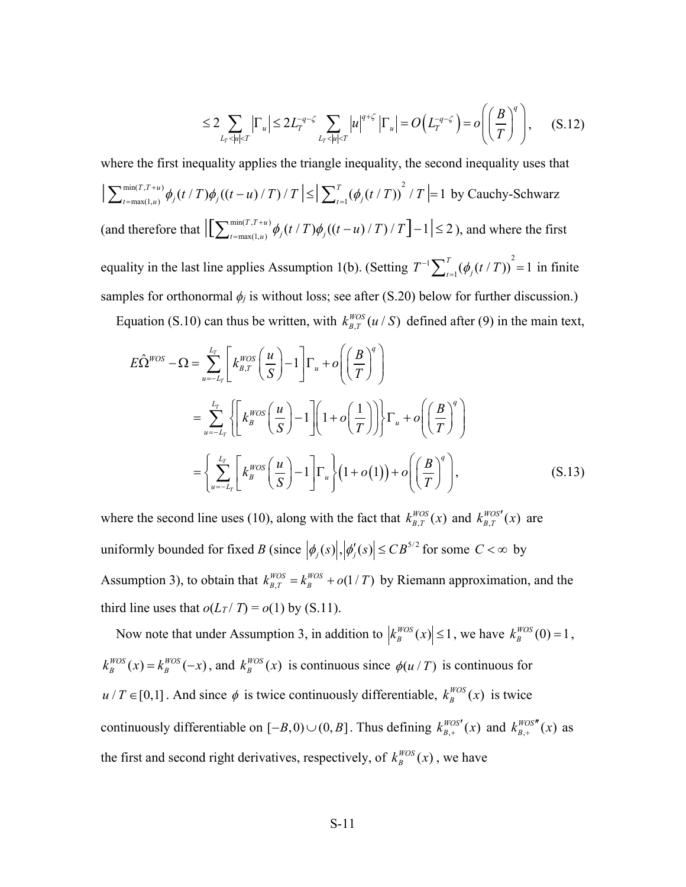$$\leq 2 \sum_{L_T < |u| < T} \left|\Gamma_u\right| \leq 2 L_T^{-q-\zeta} \sum_{L_T < |u| < T} |u|^{q+\zeta} \left|\Gamma_u\right| = O\left(L_T^{-q-\zeta}\right) = o\left(\left(\frac{B}{T}\right)^q\right), \quad \text{(S.12)}$$

where the first inequality applies the triangle inequality, the second inequality uses that $\left|\sum_{t=\max(1,u)}^{\min(T,T+u)} \phi_j(t/T)\phi_j((t-u)/T)/T\right| \leq \left|\sum_{t=1}^{T} (\phi_j(t/T))^2 / T\right| = 1$ by Cauchy-Schwarz (and therefore that $\left|\left[\sum_{t=\max(1,u)}^{\min(T,T+u)} \phi_j(t/T)\phi_j((t-u)/T)/T\right] - 1\right| \leq 2$), and where the first equality in the last line applies Assumption 1(b). (Setting $T^{-1}\sum_{t=1}^{T}(\phi_j(t/T))^2 = 1$ in finite samples for orthonormal $\phi_j$ is without loss; see after (S.20) below for further discussion.)

Equation (S.10) can thus be written, with $k_{B,T}^{WOS}(u/S)$ defined after (9) in the main text,

$$
\begin{aligned}
E\hat{\Omega}^{WOS} - \Omega &= \sum_{u=-L_T}^{L_T} \left[k_{B,T}^{WOS}\left(\frac{u}{S}\right) - 1\right]\Gamma_u + o\left(\left(\frac{B}{T}\right)^q\right) \\
&= \sum_{u=-L_T}^{L_T} \left\{\left[k_B^{WOS}\left(\frac{u}{S}\right) - 1\right]\left(1 + o\left(\frac{1}{T}\right)\right)\right\}\Gamma_u + o\left(\left(\frac{B}{T}\right)^q\right) \\
&= \left\{\sum_{u=-L_T}^{L_T} \left[k_B^{WOS}\left(\frac{u}{S}\right) - 1\right]\Gamma_u\right\}\left(1 + o(1)\right) + o\left(\left(\frac{B}{T}\right)^q\right), \quad \text{(S.13)}
\end{aligned}
$$

where the second line uses (10), along with the fact that $k_{B,T}^{WOS}(x)$ and $k_{B,T}^{WOS\prime}(x)$ are uniformly bounded for fixed $B$ (since $\left|\phi_j(s)\right|, \left|\phi_j'(s)\right| \leq CB^{5/2}$ for some $C < \infty$ by Assumption 3), to obtain that $k_{B,T}^{WOS} = k_B^{WOS} + o(1/T)$ by Riemann approximation, and the third line uses that $o(L_T/T) = o(1)$ by (S.11).

Now note that under Assumption 3, in addition to $\left|k_B^{WOS}(x)\right| \leq 1$, we have $k_B^{WOS}(0) = 1$, $k_B^{WOS}(x) = k_B^{WOS}(-x)$, and $k_B^{WOS}(x)$ is continuous since $\phi(u/T)$ is continuous for $u/T \in [0,1]$. And since $\phi$ is twice continuously differentiable, $k_B^{WOS}(x)$ is twice continuously differentiable on $[-B,0) \cup (0,B]$. Thus defining $k_{B,+}^{WOS\prime}(x)$ and $k_{B,+}^{WOS\prime\prime}(x)$ as the first and second right derivatives, respectively, of $k_B^{WOS}(x)$, we have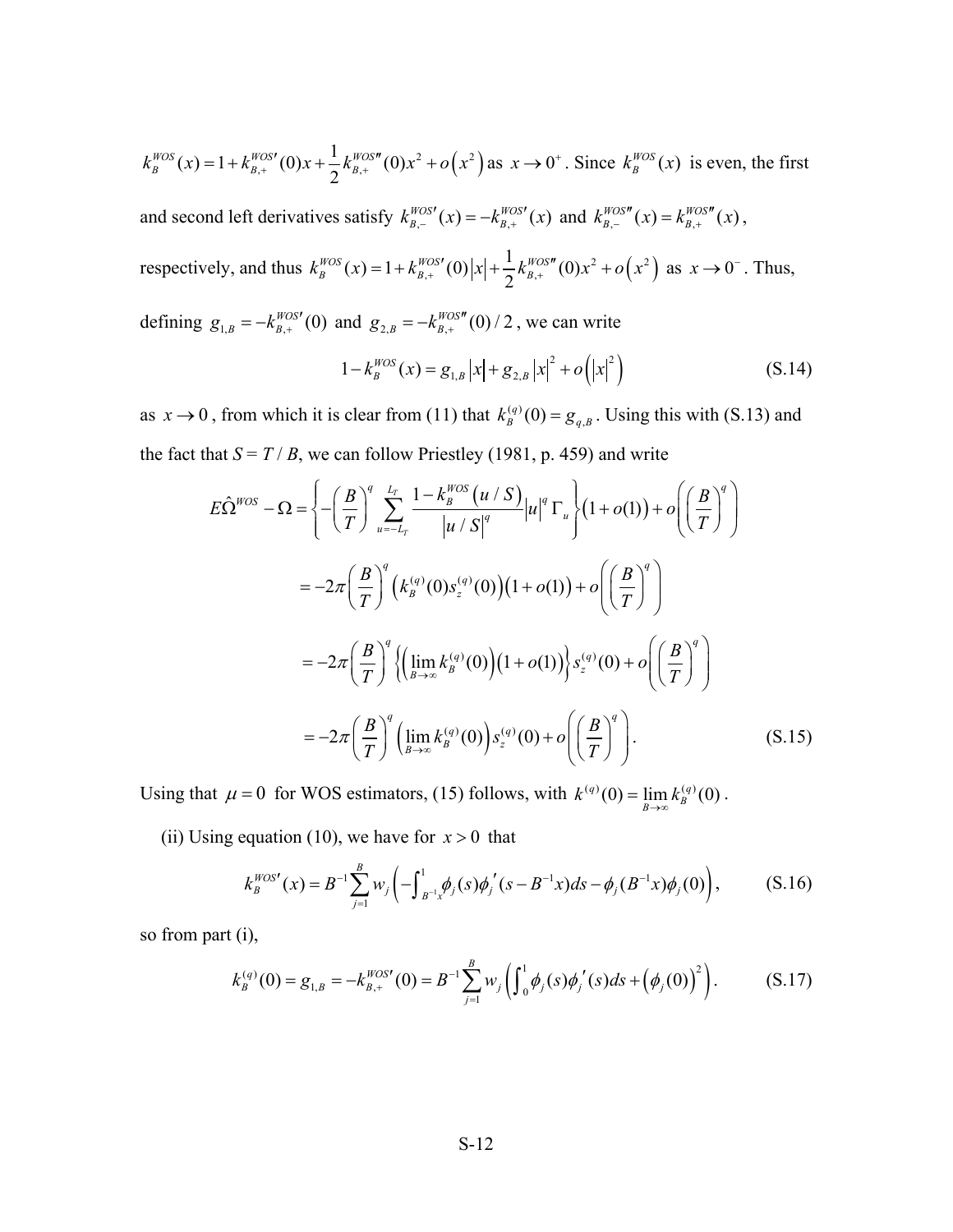$k_B^{WOS}(x) = 1 + k_{B,+}^{WOS\prime}(0)x + \frac{1}{2}k_{B,+}^{WOS\prime\prime}(0)x^2 + o\left(x^2\right)$ as $x \to 0^+$. Since $k_B^{WOS}(x)$ is even, the first and second left derivatives satisfy $k_{B,-}^{WOS\prime}(x) = -k_{B,+}^{WOS\prime}(x)$ and $k_{B,-}^{WOS\prime\prime}(x) = k_{B,+}^{WOS\prime\prime}(x)$, respectively, and thus $k_B^{WOS}(x) = 1 + k_{B,+}^{WOS\prime}(0)\left|x\right| + \frac{1}{2}k_{B,+}^{WOS\prime\prime}(0)x^2 + o\left(x^2\right)$ as $x \to 0^-$. Thus, defining $g_{1,B} = -k_{B,+}^{WOS\prime}(0)$ and $g_{2,B} = -k_{B,+}^{WOS\prime\prime}(0)/2$, we can write

$$1 - k_B^{WOS}(x) = g_{1,B}\left|x\right| + g_{2,B}\left|x\right|^2 + o\left(\left|x\right|^2\right) \tag{S.14}$$

as $x \to 0$, from which it is clear from (11) that $k_B^{(q)}(0) = g_{q,B}$. Using this with (S.13) and the fact that $S = T / B$, we can follow Priestley (1981, p. 459) and write

$$\begin{aligned}
E\hat{\Omega}^{WOS} - \Omega &= \left\{-\left(\frac{B}{T}\right)^q \sum_{u=-L_T}^{L_T} \frac{1 - k_B^{WOS}\left(u/S\right)}{\left|u/S\right|^q}\left|u\right|^q \Gamma_u\right\}\left(1 + o(1)\right) + o\left(\left(\frac{B}{T}\right)^q\right) \\
&= -2\pi\left(\frac{B}{T}\right)^q \left(k_B^{(q)}(0)s_z^{(q)}(0)\right)\left(1 + o(1)\right) + o\left(\left(\frac{B}{T}\right)^q\right) \\
&= -2\pi\left(\frac{B}{T}\right)^q \left\{\left(\lim_{B\to\infty} k_B^{(q)}(0)\right)\left(1 + o(1)\right)\right\} s_z^{(q)}(0) + o\left(\left(\frac{B}{T}\right)^q\right) \\
&= -2\pi\left(\frac{B}{T}\right)^q \left(\lim_{B\to\infty} k_B^{(q)}(0)\right) s_z^{(q)}(0) + o\left(\left(\frac{B}{T}\right)^q\right).
\end{aligned} \tag{S.15}$$

Using that $\mu = 0$ for WOS estimators, (15) follows, with $k^{(q)}(0) = \lim_{B\to\infty} k_B^{(q)}(0)$.

(ii) Using equation (10), we have for $x > 0$ that

$$k_B^{WOS\prime}(x) = B^{-1}\sum_{j=1}^{B} w_j\left(-\int_{B^{-1}x}^{1} \phi_j(s)\phi_j'(s - B^{-1}x)ds - \phi_j(B^{-1}x)\phi_j(0)\right), \tag{S.16}$$

so from part (i),

$$k_B^{(q)}(0) = g_{1,B} = -k_{B,+}^{WOS\prime}(0) = B^{-1}\sum_{j=1}^{B} w_j\left(\int_0^1 \phi_j(s)\phi_j'(s)ds + \left(\phi_j(0)\right)^2\right). \tag{S.17}$$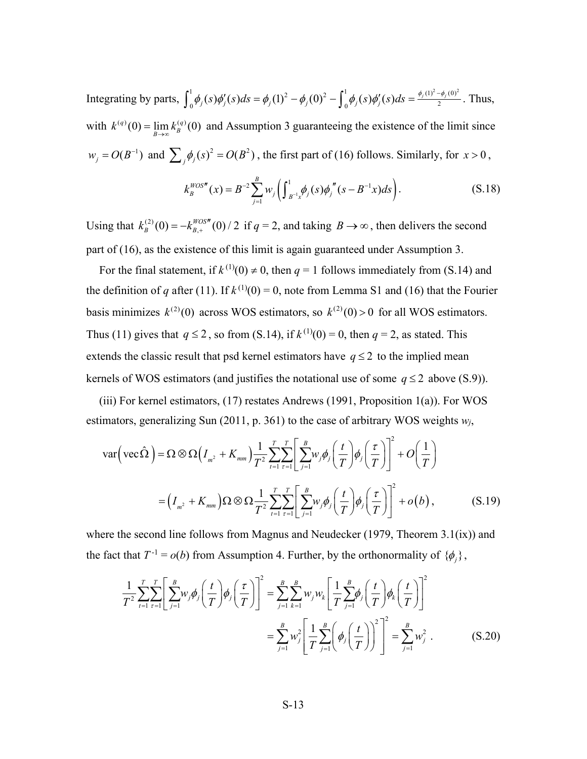Integrating by parts, $\int_0^1 \phi_j(s)\phi_j'(s)ds = \phi_j(1)^2 - \phi_j(0)^2 - \int_0^1 \phi_j(s)\phi_j'(s)ds = \frac{\phi_j(1)^2 - \phi_j(0)^2}{2}$. Thus, with $k^{(q)}(0) = \lim_{B\to\infty} k_B^{(q)}(0)$ and Assumption 3 guaranteeing the existence of the limit since $w_j = O(B^{-1})$ and $\sum_j \phi_j(s)^2 = O(B^2)$, the first part of (16) follows. Similarly, for $x > 0$,

$$k_B^{WOS\prime\prime}(x) = B^{-2}\sum_{j=1}^{B} w_j \left(\int_{B^{-1}x}^{1} \phi_j(s)\phi_j''(s - B^{-1}x)ds\right). \tag{S.18}$$

Using that $k_B^{(2)}(0) = -k_{B,+}^{WOS\prime\prime}(0)/2$ if $q = 2$, and taking $B \to \infty$, then delivers the second part of (16), as the existence of this limit is again guaranteed under Assumption 3.

For the final statement, if $k^{(1)}(0) \neq 0$, then $q = 1$ follows immediately from (S.14) and the definition of $q$ after (11). If $k^{(1)}(0) = 0$, note from Lemma S1 and (16) that the Fourier basis minimizes $k^{(2)}(0)$ across WOS estimators, so $k^{(2)}(0) > 0$ for all WOS estimators. Thus (11) gives that $q \leq 2$, so from (S.14), if $k^{(1)}(0) = 0$, then $q = 2$, as stated. This extends the classic result that psd kernel estimators have $q \leq 2$ to the implied mean kernels of WOS estimators (and justifies the notational use of some $q \leq 2$ above (S.9)).

(iii) For kernel estimators, (17) restates Andrews (1991, Proposition 1(a)). For WOS estimators, generalizing Sun (2011, p. 361) to the case of arbitrary WOS weights $w_j$,

$$\begin{aligned}
\operatorname{var}\left(\operatorname{vec}\hat{\Omega}\right) &= \Omega \otimes \Omega\left(I_{m^2} + K_{mm}\right)\frac{1}{T^2}\sum_{t=1}^{T}\sum_{\tau=1}^{T}\left[\sum_{j=1}^{B} w_j \phi_j\left(\frac{t}{T}\right)\phi_j\left(\frac{\tau}{T}\right)\right]^2 + O\left(\frac{1}{T}\right) \\
&= \left(I_{m^2} + K_{mm}\right)\Omega \otimes \Omega \frac{1}{T^2}\sum_{t=1}^{T}\sum_{\tau=1}^{T}\left[\sum_{j=1}^{B} w_j \phi_j\left(\frac{t}{T}\right)\phi_j\left(\frac{\tau}{T}\right)\right]^2 + o(b),
\end{aligned} \tag{S.19}$$

where the second line follows from Magnus and Neudecker (1979, Theorem 3.1(ix)) and the fact that $T^{-1} = o(b)$ from Assumption 4. Further, by the orthonormality of $\{\phi_j\}$,

$$\begin{aligned}
\frac{1}{T^2}\sum_{t=1}^{T}\sum_{\tau=1}^{T}\left[\sum_{j=1}^{B} w_j \phi_j\left(\frac{t}{T}\right)\phi_j\left(\frac{\tau}{T}\right)\right]^2 &= \sum_{j=1}^{B}\sum_{k=1}^{B} w_j w_k \left[\frac{1}{T}\sum_{j=1}^{B}\phi_j\left(\frac{t}{T}\right)\phi_k\left(\frac{t}{T}\right)\right]^2 \\
&= \sum_{j=1}^{B} w_j^2 \left[\frac{1}{T}\sum_{j=1}^{B}\left(\phi_j\left(\frac{t}{T}\right)\right)^2\right]^2 = \sum_{j=1}^{B} w_j^2 .
\end{aligned} \tag{S.20}$$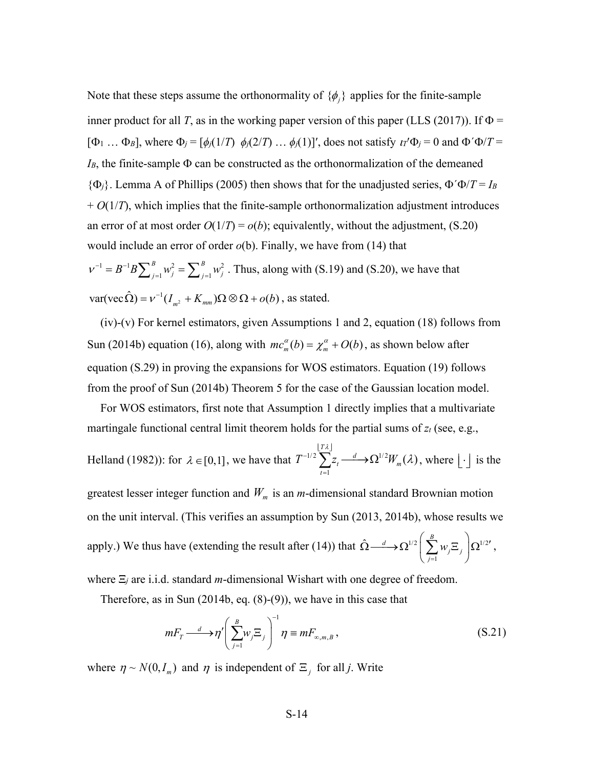Note that these steps assume the orthonormality of $\{\phi_j\}$ applies for the finite-sample inner product for all $T$, as in the working paper version of this paper (LLS (2017)). If $\Phi = [\Phi_1 \ldots \Phi_B]$, where $\Phi_j = [\phi_j(1/T)\ \ \phi_j(2/T) \ldots \phi_j(1)]'$, does not satisfy $\iota_T'\Phi_j = 0$ and $\Phi'\Phi/T = I_B$, the finite-sample $\Phi$ can be constructed as the orthonormalization of the demeaned $\{\Phi_j\}$. Lemma A of Phillips (2005) then shows that for the unadjusted series, $\Phi'\Phi/T = I_B + O(1/T)$, which implies that the finite-sample orthonormalization adjustment introduces an error of at most order $O(1/T) = o(b)$; equivalently, without the adjustment, (S.20) would include an error of order $o$(b). Finally, we have from (14) that $\nu^{-1} = B^{-1}B\sum_{j=1}^{B} w_j^2 = \sum_{j=1}^{B} w_j^2$. Thus, along with (S.19) and (S.20), we have that $\text{var}(\text{vec}\,\hat{\Omega}) = \nu^{-1}(I_{m^2} + K_{mm})\Omega \otimes \Omega + o(b)$, as stated.

(iv)-(v) For kernel estimators, given Assumptions 1 and 2, equation (18) follows from Sun (2014b) equation (16), along with $mc_m^{\alpha}(b) = \chi_m^{\alpha} + O(b)$, as shown below after equation (S.29) in proving the expansions for WOS estimators. Equation (19) follows from the proof of Sun (2014b) Theorem 5 for the case of the Gaussian location model.

For WOS estimators, first note that Assumption 1 directly implies that a multivariate martingale functional central limit theorem holds for the partial sums of $z_t$ (see, e.g., Helland (1982)): for $\lambda \in [0,1]$, we have that $T^{-1/2}\sum_{t=1}^{\lfloor T\lambda \rfloor} z_t \xrightarrow{d} \Omega^{1/2} W_m(\lambda)$, where $\lfloor \cdot \rfloor$ is the greatest lesser integer function and $W_m$ is an $m$-dimensional standard Brownian motion on the unit interval. (This verifies an assumption by Sun (2013, 2014b), whose results we apply.) We thus have (extending the result after (14)) that $\hat{\Omega} \xrightarrow{d} \Omega^{1/2}\left(\sum_{j=1}^{B} w_j \Xi_j\right)\Omega^{1/2\prime}$, where $\Xi_j$ are i.i.d. standard $m$-dimensional Wishart with one degree of freedom.

Therefore, as in Sun (2014b, eq. (8)-(9)), we have in this case that

$$mF_T \xrightarrow{d} \eta'\left(\sum_{j=1}^{B} w_j \Xi_j\right)^{-1} \eta \equiv mF_{\infty,m,B}, \tag{S.21}$$

where $\eta \sim N(0, I_m)$ and $\eta$ is independent of $\Xi_j$ for all $j$. Write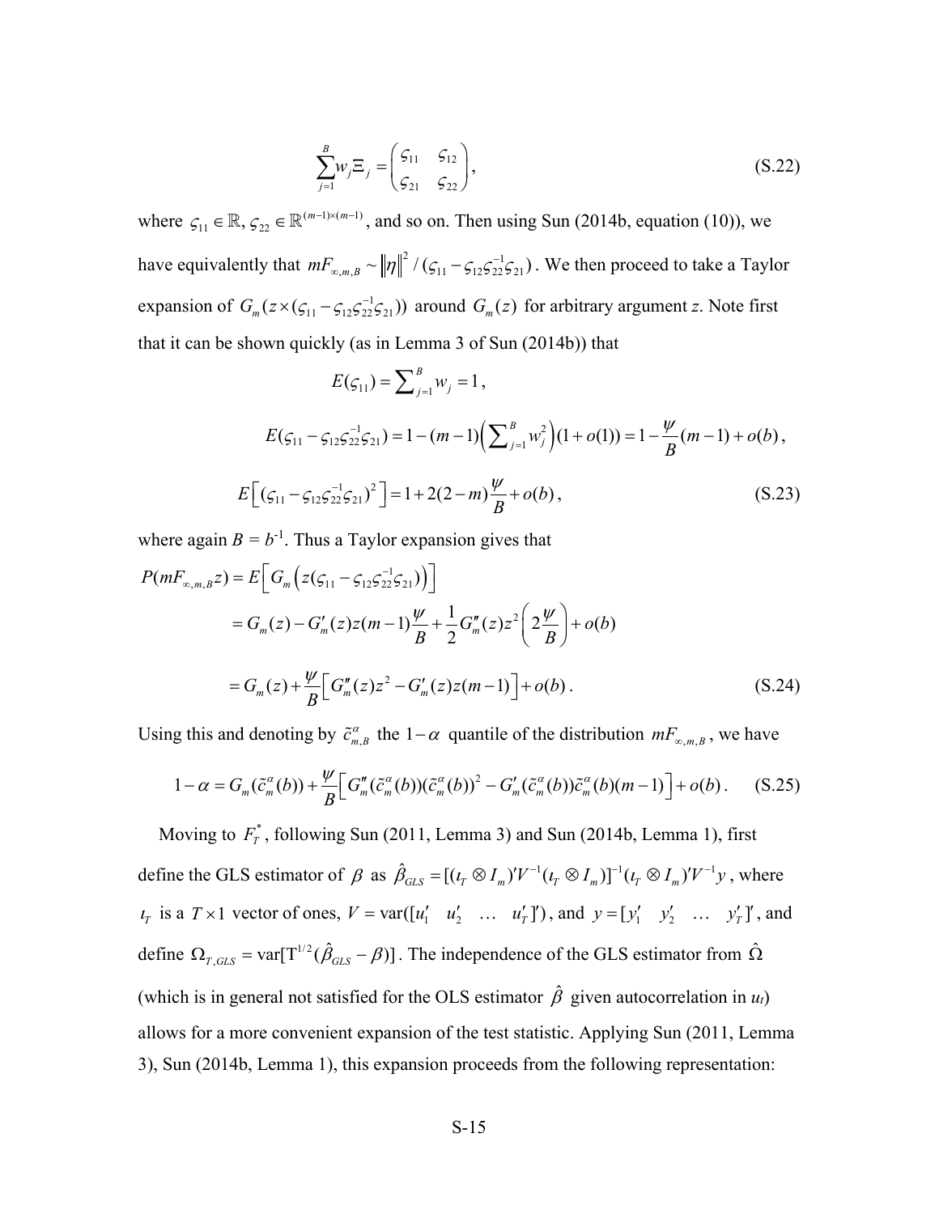$$\sum_{j=1}^{B} w_j \Xi_j = \begin{pmatrix} \varsigma_{11} & \varsigma_{12} \\ \varsigma_{21} & \varsigma_{22} \end{pmatrix}, \tag{S.22}$$

where $\varsigma_{11} \in \mathbb{R}, \varsigma_{22} \in \mathbb{R}^{(m-1)\times(m-1)}$, and so on. Then using Sun (2014b, equation (10)), we have equivalently that $mF_{\infty,m,B} \sim \|\eta\|^2 / (\varsigma_{11} - \varsigma_{12}\varsigma_{22}^{-1}\varsigma_{21})$. We then proceed to take a Taylor expansion of $G_m(z \times (\varsigma_{11} - \varsigma_{12}\varsigma_{22}^{-1}\varsigma_{21}))$ around $G_m(z)$ for arbitrary argument *z*. Note first that it can be shown quickly (as in Lemma 3 of Sun (2014b)) that

$$E(\varsigma_{11}) = \sum_{j=1}^{B} w_j = 1,$$

$$E(\varsigma_{11} - \varsigma_{12}\varsigma_{22}^{-1}\varsigma_{21}) = 1 - (m-1)\left(\sum_{j=1}^{B} w_j^2\right)(1 + o(1)) = 1 - \frac{\psi}{B}(m-1) + o(b),$$

$$E\left[(\varsigma_{11} - \varsigma_{12}\varsigma_{22}^{-1}\varsigma_{21})^2\right] = 1 + 2(2-m)\frac{\psi}{B} + o(b), \tag{S.23}$$

where again $B = b^{-1}$. Thus a Taylor expansion gives that

$$\begin{aligned} P(mF_{\infty,m,B} z) &= E\left[G_m\left(z(\varsigma_{11} - \varsigma_{12}\varsigma_{22}^{-1}\varsigma_{21})\right)\right] \\ &= G_m(z) - G_m'(z)z(m-1)\frac{\psi}{B} + \frac{1}{2}G_m''(z)z^2\left(2\frac{\psi}{B}\right) + o(b) \\ &= G_m(z) + \frac{\psi}{B}\left[G_m''(z)z^2 - G_m'(z)z(m-1)\right] + o(b). \end{aligned} \tag{S.24}$$

Using this and denoting by $\tilde{c}_{m,B}^{\alpha}$ the $1-\alpha$ quantile of the distribution $mF_{\infty,m,B}$, we have

$$1 - \alpha = G_m(\tilde{c}_m^{\alpha}(b)) + \frac{\psi}{B}\left[G_m''(\tilde{c}_m^{\alpha}(b))(\tilde{c}_m^{\alpha}(b))^2 - G_m'(\tilde{c}_m^{\alpha}(b))\tilde{c}_m^{\alpha}(b)(m-1)\right] + o(b). \tag{S.25}$$

Moving to $F_T^*$, following Sun (2011, Lemma 3) and Sun (2014b, Lemma 1), first define the GLS estimator of $\beta$ as $\hat{\beta}_{GLS} = [(\iota_T \otimes I_m)'V^{-1}(\iota_T \otimes I_m)]^{-1}(\iota_T \otimes I_m)'V^{-1}y$, where $\iota_T$ is a $T \times 1$ vector of ones, $V = \text{var}([u_1' \quad u_2' \quad \ldots \quad u_T']')$, and $y = [y_1' \quad y_2' \quad \ldots \quad y_T']'$, and define $\Omega_{T,GLS} = \text{var}[\mathrm{T}^{1/2}(\hat{\beta}_{GLS} - \beta)]$. The independence of the GLS estimator from $\hat{\Omega}$ (which is in general not satisfied for the OLS estimator $\hat{\beta}$ given autocorrelation in $u_t$) allows for a more convenient expansion of the test statistic. Applying Sun (2011, Lemma 3), Sun (2014b, Lemma 1), this expansion proceeds from the following representation: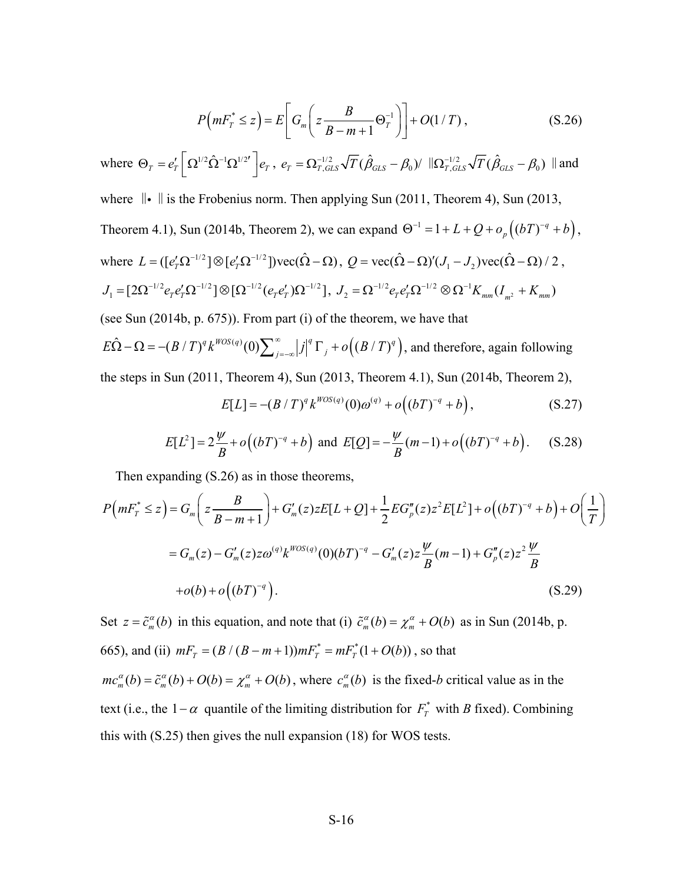$$P\left(mF_T^* \le z\right) = E\left[G_m\left(z\frac{B}{B-m+1}\Theta_T^{-1}\right)\right] + O(1/T), \tag{S.26}$$

where $\Theta_T = e_T'\left[\Omega^{1/2}\hat{\Omega}^{-1}\Omega^{1/2\prime}\right]e_T$, $e_T = \Omega_{T,GLS}^{-1/2}\sqrt{T}(\hat{\beta}_{GLS} - \beta_0) / \ \|\Omega_{T,GLS}^{-1/2}\sqrt{T}(\hat{\beta}_{GLS} - \beta_0)\ \|$ and where $\|\bullet\|$ is the Frobenius norm. Then applying Sun (2011, Theorem 4), Sun (2013, Theorem 4.1), Sun (2014b, Theorem 2), we can expand $\Theta^{-1} = 1 + L + Q + o_p\left((bT)^{-q} + b\right)$, where $L = ([e_T'\Omega^{-1/2}] \otimes [e_T'\Omega^{-1/2}])\text{vec}(\hat{\Omega} - \Omega)$, $Q = \text{vec}(\hat{\Omega} - \Omega)'(J_1 - J_2)\text{vec}(\hat{\Omega} - \Omega)/2$, $J_1 = [2\Omega^{-1/2}e_Te_T'\Omega^{-1/2}] \otimes [\Omega^{-1/2}(e_Te_T')\Omega^{-1/2}]$, $J_2 = \Omega^{-1/2}e_Te_T'\Omega^{-1/2} \otimes \Omega^{-1}K_{mm}(I_{m^2} + K_{mm})$ (see Sun (2014b, p. 675)). From part (i) of the theorem, we have that $E\hat{\Omega} - \Omega = -(B/T)^q k^{WOS(q)}(0)\sum_{j=-\infty}^{\infty}|j|^q\Gamma_j + o\left((B/T)^q\right)$, and therefore, again following the steps in Sun (2011, Theorem 4), Sun (2013, Theorem 4.1), Sun (2014b, Theorem 2),

$$E[L] = -(B/T)^q k^{WOS(q)}(0)\omega^{(q)} + o\left((bT)^{-q} + b\right), \tag{S.27}$$

$$E[L^2] = 2\frac{\psi}{B} + o\left((bT)^{-q} + b\right) \text{ and } E[Q] = -\frac{\psi}{B}(m-1) + o\left((bT)^{-q} + b\right). \tag{S.28}$$

Then expanding (S.26) as in those theorems,

$$\begin{aligned}
P\left(mF_T^* \le z\right) &= G_m\left(z\frac{B}{B-m+1}\right) + G_m'(z)zE[L+Q] + \frac{1}{2}EG_p''(z)z^2E[L^2] + o\left((bT)^{-q} + b\right) + O\left(\frac{1}{T}\right) \\
&= G_m(z) - G_m'(z)z\omega^{(q)}k^{WOS(q)}(0)(bT)^{-q} - G_m'(z)z\frac{\psi}{B}(m-1) + G_p''(z)z^2\frac{\psi}{B} \\
&\quad + o(b) + o\left((bT)^{-q}\right).
\end{aligned} \tag{S.29}$$

Set $z = \tilde{c}_m^\alpha(b)$ in this equation, and note that (i) $\tilde{c}_m^\alpha(b) = \chi_m^\alpha + O(b)$ as in Sun (2014b, p. 665), and (ii) $mF_T = (B/(B-m+1))mF_T^* = mF_T^*(1+O(b))$, so that $mc_m^\alpha(b) = \tilde{c}_m^\alpha(b) + O(b) = \chi_m^\alpha + O(b)$, where $c_m^\alpha(b)$ is the fixed-$b$ critical value as in the text (i.e., the $1-\alpha$ quantile of the limiting distribution for $F_T^*$ with $B$ fixed). Combining this with (S.25) then gives the null expansion (18) for WOS tests.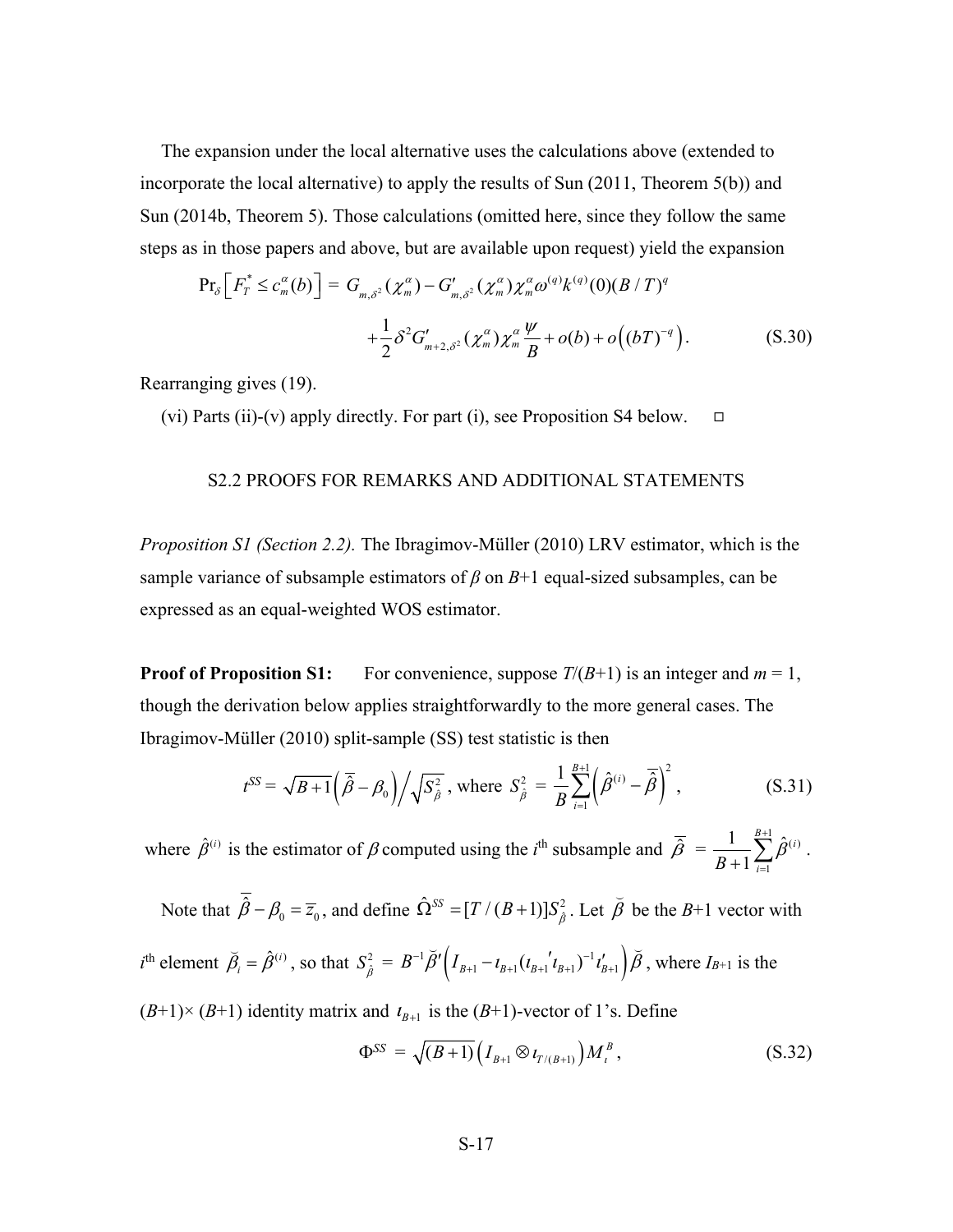The expansion under the local alternative uses the calculations above (extended to incorporate the local alternative) to apply the results of Sun (2011, Theorem 5(b)) and Sun (2014b, Theorem 5). Those calculations (omitted here, since they follow the same steps as in those papers and above, but are available upon request) yield the expansion

$$\Pr_\delta\left[F_T^* \le c_m^\alpha(b)\right] = G_{m,\delta^2}(\chi_m^\alpha) - G'_{m,\delta^2}(\chi_m^\alpha)\chi_m^\alpha \omega^{(q)} k^{(q)}(0)(B/T)^q$$

$$+\frac{1}{2}\delta^2 G'_{m+2,\delta^2}(\chi_m^\alpha)\chi_m^\alpha \frac{\psi}{B} + o(b) + o\left((bT)^{-q}\right). \tag{S.30}$$

Rearranging gives (19).

(vi) Parts (ii)-(v) apply directly. For part (i), see Proposition S4 below. □

## S2.2 PROOFS FOR REMARKS AND ADDITIONAL STATEMENTS

*Proposition S1 (Section 2.2).* The Ibragimov-Müller (2010) LRV estimator, which is the sample variance of subsample estimators of $\beta$ on $B$+1 equal-sized subsamples, can be expressed as an equal-weighted WOS estimator.

**Proof of Proposition S1:** For convenience, suppose $T/(B+1)$ is an integer and $m$ = 1, though the derivation below applies straightforwardly to the more general cases. The Ibragimov-Müller (2010) split-sample (SS) test statistic is then

$$t^{SS} = \sqrt{B+1}\left(\bar{\hat{\beta}} - \beta_0\right) \Big/ \sqrt{S_{\hat{\beta}}^2}\text{, where } S_{\hat{\beta}}^2 = \frac{1}{B}\sum_{i=1}^{B+1}\left(\hat{\beta}^{(i)} - \bar{\hat{\beta}}\right)^2, \tag{S.31}$$

where $\hat{\beta}^{(i)}$ is the estimator of $\beta$ computed using the $i^{\text{th}}$ subsample and $\bar{\hat{\beta}} = \frac{1}{B+1}\sum_{i=1}^{B+1}\hat{\beta}^{(i)}$.

Note that $\bar{\hat{\beta}} - \beta_0 = \bar{z}_0$, and define $\hat{\Omega}^{SS} = [T/(B+1)]S_{\hat{\beta}}^2$. Let $\breve{\beta}$ be the $B$+1 vector with $i^{\text{th}}$ element $\breve{\beta}_i = \hat{\beta}^{(i)}$, so that $S_{\hat{\beta}}^2 = B^{-1}\breve{\beta}'\left(I_{B+1} - \iota_{B+1}(\iota_{B+1}{}'\iota_{B+1})^{-1}\iota_{B+1}'\right)\breve{\beta}$, where $I_{B+1}$ is the $(B+1)\times(B+1)$ identity matrix and $\iota_{B+1}$ is the $(B+1)$-vector of 1's. Define

$$\Phi^{SS} = \sqrt{(B+1)}\left(I_{B+1} \otimes \iota_{T/(B+1)}\right) M_\iota^B, \tag{S.32}$$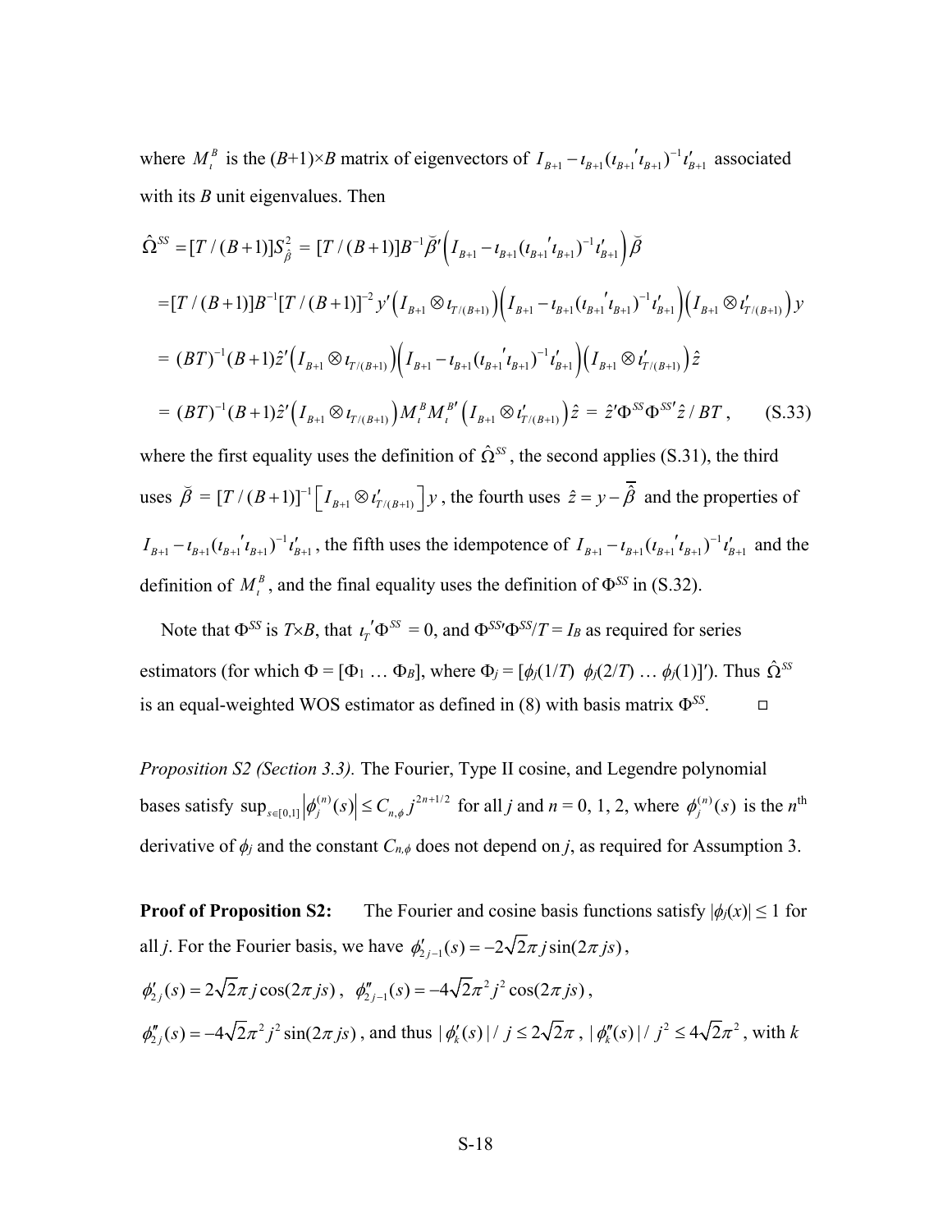where $M_\iota^B$ is the $(B+1)\times B$ matrix of eigenvectors of $I_{B+1} - \iota_{B+1}(\iota_{B+1}{}'\iota_{B+1})^{-1}\iota_{B+1}'$ associated with its $B$ unit eigenvalues. Then

$$
\begin{aligned}
\hat{\Omega}^{SS} &= [T/(B+1)]S_{\breve{\beta}}^2 = [T/(B+1)]B^{-1}\breve{\beta}'\left(I_{B+1} - \iota_{B+1}(\iota_{B+1}{}'\iota_{B+1})^{-1}\iota_{B+1}'\right)\breve{\beta} \\
&= [T/(B+1)]B^{-1}[T/(B+1)]^{-2}y'\left(I_{B+1}\otimes \iota_{T/(B+1)}\right)\left(I_{B+1} - \iota_{B+1}(\iota_{B+1}{}'\iota_{B+1})^{-1}\iota_{B+1}'\right)\left(I_{B+1}\otimes \iota_{T/(B+1)}'\right)y \\
&= (BT)^{-1}(B+1)\hat{z}'\left(I_{B+1}\otimes \iota_{T/(B+1)}\right)\left(I_{B+1} - \iota_{B+1}(\iota_{B+1}{}'\iota_{B+1})^{-1}\iota_{B+1}'\right)\left(I_{B+1}\otimes \iota_{T/(B+1)}'\right)\hat{z} \\
&= (BT)^{-1}(B+1)\hat{z}'\left(I_{B+1}\otimes \iota_{T/(B+1)}\right)M_\iota^B M_\iota^{B\prime}\left(I_{B+1}\otimes \iota_{T/(B+1)}'\right)\hat{z} = \hat{z}'\Phi^{SS}\Phi^{SS\prime}\hat{z}/BT, \qquad \text{(S.33)}
\end{aligned}
$$

where the first equality uses the definition of $\hat{\Omega}^{SS}$, the second applies (S.31), the third uses $\breve{\beta} = [T/(B+1)]^{-1}\left[I_{B+1}\otimes \iota_{T/(B+1)}'\right]y$, the fourth uses $\hat{z} = y - \bar{\bar{\beta}}$ and the properties of $I_{B+1} - \iota_{B+1}(\iota_{B+1}{}'\iota_{B+1})^{-1}\iota_{B+1}'$, the fifth uses the idempotence of $I_{B+1} - \iota_{B+1}(\iota_{B+1}{}'\iota_{B+1})^{-1}\iota_{B+1}'$ and the definition of $M_\iota^B$, and the final equality uses the definition of $\Phi^{SS}$ in (S.32).

Note that $\Phi^{SS}$ is $T\times B$, that $\iota_T{}'\Phi^{SS} = 0$, and $\Phi^{SS\prime}\Phi^{SS}/T = I_B$ as required for series estimators (for which $\Phi = [\Phi_1 \ldots \Phi_B]$, where $\Phi_j = [\phi_j(1/T)\ \ \phi_j(2/T)\ \ldots\ \phi_j(1)]'$). Thus $\hat{\Omega}^{SS}$ is an equal-weighted WOS estimator as defined in (8) with basis matrix $\Phi^{SS}$. □

*Proposition S2 (Section 3.3).* The Fourier, Type II cosine, and Legendre polynomial bases satisfy $\sup_{s\in[0,1]}\left|\phi_j^{(n)}(s)\right| \le C_{n,\phi}\, j^{2n+1/2}$ for all $j$ and $n$ = 0, 1, 2, where $\phi_j^{(n)}(s)$ is the $n^{\text{th}}$ derivative of $\phi_j$ and the constant $C_{n,\phi}$ does not depend on $j$, as required for Assumption 3.

**Proof of Proposition S2:** The Fourier and cosine basis functions satisfy $|\phi_j(x)| \le 1$ for all $j$. For the Fourier basis, we have $\phi_{2j-1}'(s) = -2\sqrt{2}\pi j\sin(2\pi js)$, $\phi_{2j}'(s) = 2\sqrt{2}\pi j\cos(2\pi js)$, $\phi_{2j-1}''(s) = -4\sqrt{2}\pi^2 j^2\cos(2\pi js)$, $\phi_{2j}''(s) = -4\sqrt{2}\pi^2 j^2\sin(2\pi js)$, and thus $|\phi_k'(s)|/j \le 2\sqrt{2}\pi$, $|\phi_k''(s)|/j^2 \le 4\sqrt{2}\pi^2$, with $k$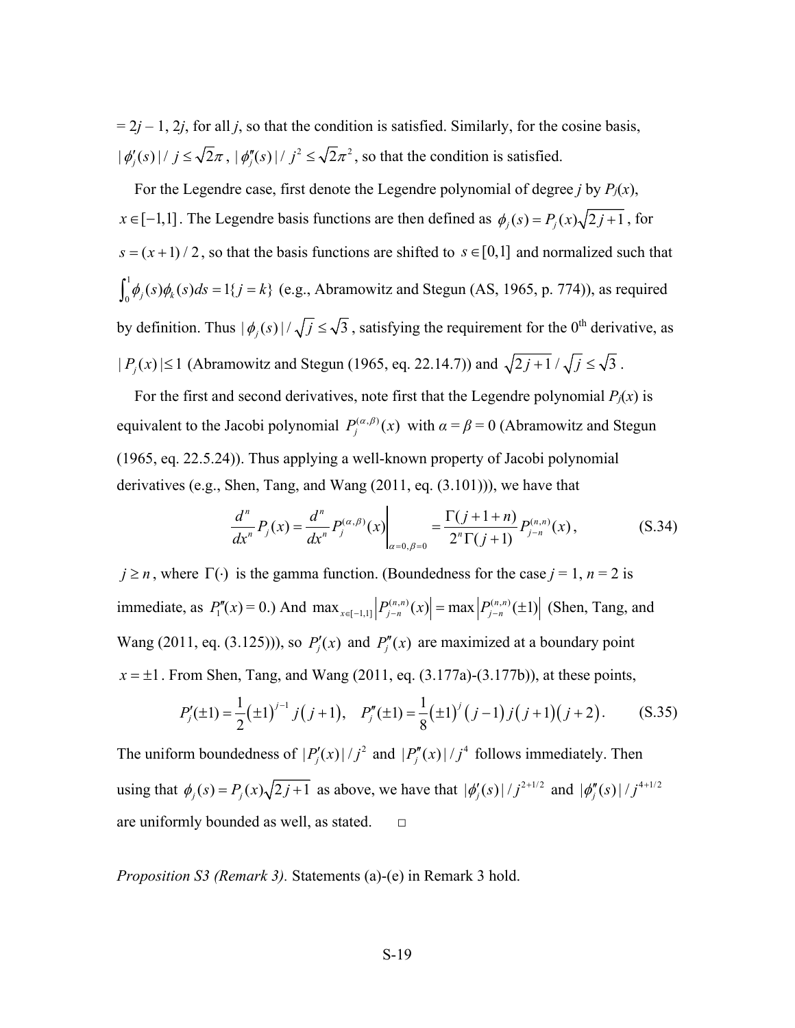= $2j-1$, $2j$, for all $j$, so that the condition is satisfied. Similarly, for the cosine basis, $|\phi_j'(s)|/j \le \sqrt{2}\pi$, $|\phi_j''(s)|/j^2 \le \sqrt{2}\pi^2$, so that the condition is satisfied.

For the Legendre case, first denote the Legendre polynomial of degree $j$ by $P_j(x)$, $x \in [-1,1]$. The Legendre basis functions are then defined as $\phi_j(s) = P_j(x)\sqrt{2j+1}$, for $s = (x+1)/2$, so that the basis functions are shifted to $s \in [0,1]$ and normalized such that $\int_0^1 \phi_j(s)\phi_k(s)ds = 1\{j = k\}$ (e.g., Abramowitz and Stegun (AS, 1965, p. 774)), as required by definition. Thus $|\phi_j(s)|/\sqrt{j} \le \sqrt{3}$, satisfying the requirement for the 0th derivative, as $|P_j(x)| \le 1$ (Abramowitz and Stegun (1965, eq. 22.14.7)) and $\sqrt{2j+1}/\sqrt{j} \le \sqrt{3}$.

For the first and second derivatives, note first that the Legendre polynomial $P_j(x)$ is equivalent to the Jacobi polynomial $P_j^{(\alpha,\beta)}(x)$ with $\alpha = \beta = 0$ (Abramowitz and Stegun (1965, eq. 22.5.24)). Thus applying a well-known property of Jacobi polynomial derivatives (e.g., Shen, Tang, and Wang (2011, eq. (3.101))), we have that

$$\frac{d^n}{dx^n}P_j(x) = \frac{d^n}{dx^n}P_j^{(\alpha,\beta)}(x)\Bigg|_{\alpha=0,\beta=0} = \frac{\Gamma(j+1+n)}{2^n\Gamma(j+1)}P_{j-n}^{(n,n)}(x), \tag{S.34}$$

$j \ge n$, where $\Gamma(\cdot)$ is the gamma function. (Boundedness for the case $j = 1$, $n = 2$ is immediate, as $P_1''(x) = 0$.) And $\max_{x\in[-1,1]}\left|P_{j-n}^{(n,n)}(x)\right| = \max\left|P_{j-n}^{(n,n)}(\pm 1)\right|$ (Shen, Tang, and Wang (2011, eq. (3.125))), so $P_j'(x)$ and $P_j''(x)$ are maximized at a boundary point $x = \pm 1$. From Shen, Tang, and Wang (2011, eq. (3.177a)-(3.177b)), at these points,

$$P_j'(\pm 1) = \frac{1}{2}(\pm 1)^{j-1}j(j+1), \quad P_j''(\pm 1) = \frac{1}{8}(\pm 1)^j(j-1)j(j+1)(j+2). \tag{S.35}$$

The uniform boundedness of $|P_j'(x)|/j^2$ and $|P_j''(x)|/j^4$ follows immediately. Then using that $\phi_j(s) = P_j(x)\sqrt{2j+1}$ as above, we have that $|\phi_j'(s)|/j^{2+1/2}$ and $|\phi_j''(s)|/j^{4+1/2}$ are uniformly bounded as well, as stated. □

*Proposition S3 (Remark 3).* Statements (a)-(e) in Remark 3 hold.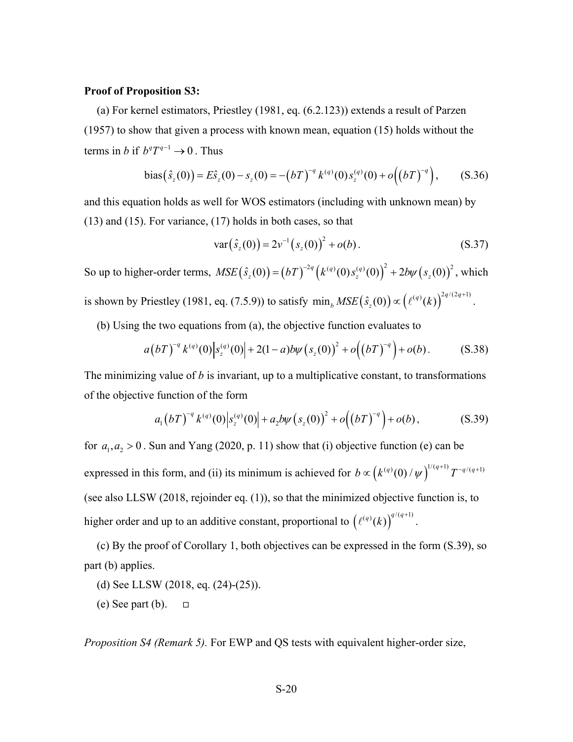**Proof of Proposition S3:**

(a) For kernel estimators, Priestley (1981, eq. (6.2.123)) extends a result of Parzen (1957) to show that given a process with known mean, equation (15) holds without the terms in $b$ if $b^q T^{q-1} \to 0$. Thus

$$\text{bias}\left(\hat{s}_z(0)\right) = E\hat{s}_z(0) - s_z(0) = -\left(bT\right)^{-q} k^{(q)}(0) s_z^{(q)}(0) + o\left(\left(bT\right)^{-q}\right), \tag{S.36}$$

and this equation holds as well for WOS estimators (including with unknown mean) by (13) and (15). For variance, (17) holds in both cases, so that

$$\text{var}\left(\hat{s}_z(0)\right) = 2v^{-1}\left(s_z(0)\right)^2 + o(b). \tag{S.37}$$

So up to higher-order terms, $MSE\left(\hat{s}_z(0)\right) = \left(bT\right)^{-2q}\left(k^{(q)}(0) s_z^{(q)}(0)\right)^2 + 2b\psi\left(s_z(0)\right)^2$, which is shown by Priestley (1981, eq. (7.5.9)) to satisfy $\min_b MSE\left(\hat{s}_z(0)\right) \propto \left(\ell^{(q)}(k)\right)^{2q/(2q+1)}$.

(b) Using the two equations from (a), the objective function evaluates to

$$a\left(bT\right)^{-q} k^{(q)}(0)\left|s_z^{(q)}(0)\right| + 2(1-a)b\psi\left(s_z(0)\right)^2 + o\left(\left(bT\right)^{-q}\right) + o(b). \tag{S.38}$$

The minimizing value of $b$ is invariant, up to a multiplicative constant, to transformations of the objective function of the form

$$a_1\left(bT\right)^{-q} k^{(q)}(0)\left|s_z^{(q)}(0)\right| + a_2 b\psi\left(s_z(0)\right)^2 + o\left(\left(bT\right)^{-q}\right) + o(b), \tag{S.39}$$

for $a_1, a_2 > 0$. Sun and Yang (2020, p. 11) show that (i) objective function (e) can be expressed in this form, and (ii) its minimum is achieved for $b \propto \left(k^{(q)}(0)/\psi\right)^{1/(q+1)} T^{-q/(q+1)}$ (see also LLSW (2018, rejoinder eq. (1)), so that the minimized objective function is, to higher order and up to an additive constant, proportional to $\left(\ell^{(q)}(k)\right)^{q/(q+1)}$.

(c) By the proof of Corollary 1, both objectives can be expressed in the form (S.39), so part (b) applies.

(d) See LLSW (2018, eq. (24)-(25)).

(e) See part (b). □

*Proposition S4 (Remark 5).* For EWP and QS tests with equivalent higher-order size,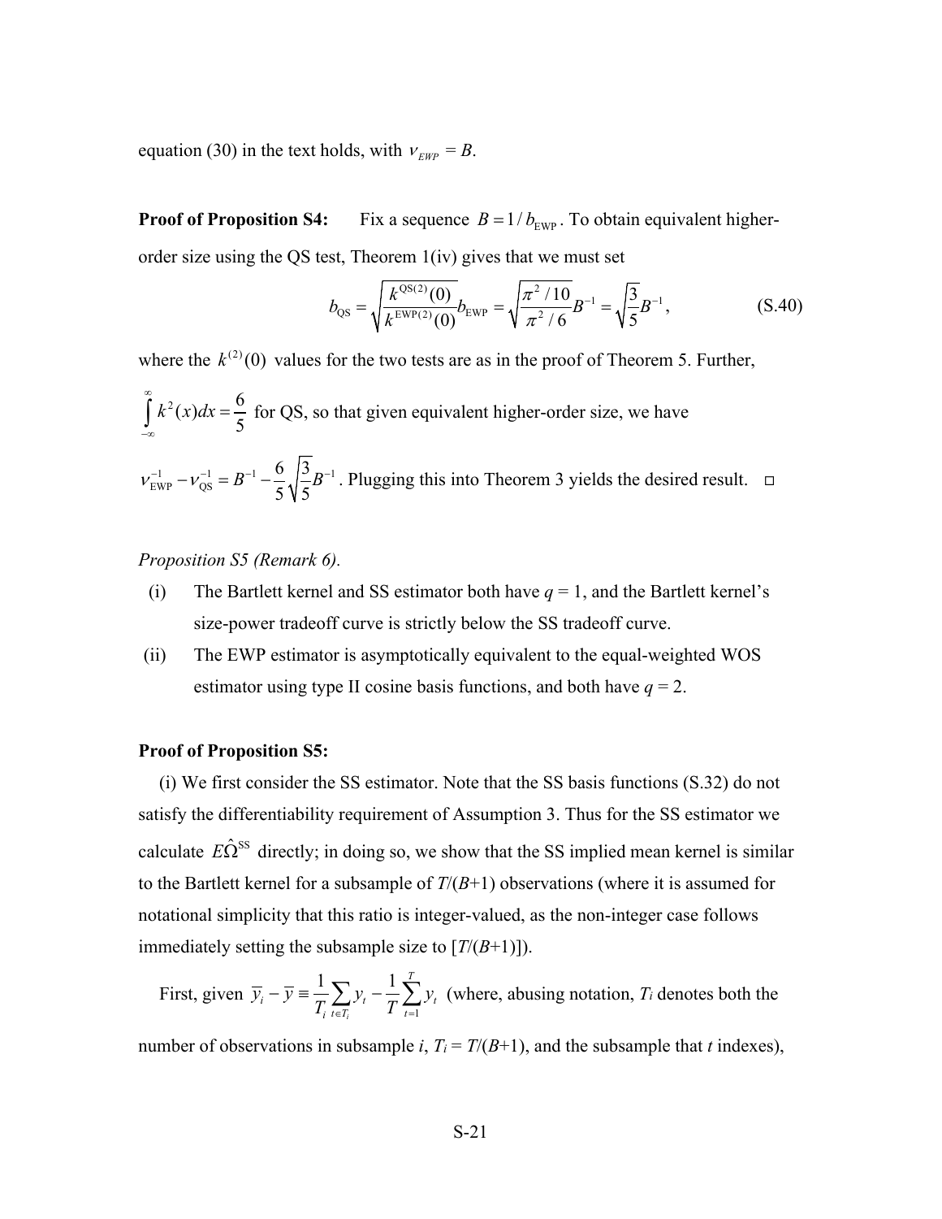equation (30) in the text holds, with $\nu_{EWP} = B$.

**Proof of Proposition S4:** Fix a sequence $B = 1/b_{\text{EWP}}$. To obtain equivalent higher-order size using the QS test, Theorem 1(iv) gives that we must set

$$b_{\text{QS}} = \sqrt{\frac{k^{\text{QS}(2)}(0)}{k^{\text{EWP}(2)}(0)}} b_{\text{EWP}} = \sqrt{\frac{\pi^2/10}{\pi^2/6}} B^{-1} = \sqrt{\frac{3}{5}} B^{-1}, \tag{S.40}$$

where the $k^{(2)}(0)$ values for the two tests are as in the proof of Theorem 5. Further, $\int_{-\infty}^{\infty} k^2(x)dx = \frac{6}{5}$ for QS, so that given equivalent higher-order size, we have $\nu_{\text{EWP}}^{-1} - \nu_{\text{QS}}^{-1} = B^{-1} - \frac{6}{5}\sqrt{\frac{3}{5}} B^{-1}$. Plugging this into Theorem 3 yields the desired result. □

*Proposition S5 (Remark 6).*

(i) The Bartlett kernel and SS estimator both have $q = 1$, and the Bartlett kernel's size-power tradeoff curve is strictly below the SS tradeoff curve.

(ii) The EWP estimator is asymptotically equivalent to the equal-weighted WOS estimator using type II cosine basis functions, and both have $q = 2$.

**Proof of Proposition S5:**

(i) We first consider the SS estimator. Note that the SS basis functions (S.32) do not satisfy the differentiability requirement of Assumption 3. Thus for the SS estimator we calculate $E\hat{\Omega}^{\text{SS}}$ directly; in doing so, we show that the SS implied mean kernel is similar to the Bartlett kernel for a subsample of $T/(B+1)$ observations (where it is assumed for notational simplicity that this ratio is integer-valued, as the non-integer case follows immediately setting the subsample size to $[T/(B+1)]$).

First, given $\bar{y}_i - \bar{y} \equiv \frac{1}{T_i}\sum_{t \in T_i} y_t - \frac{1}{T}\sum_{t=1}^{T} y_t$ (where, abusing notation, $T_i$ denotes both the number of observations in subsample $i$, $T_i = T/(B+1)$, and the subsample that $t$ indexes),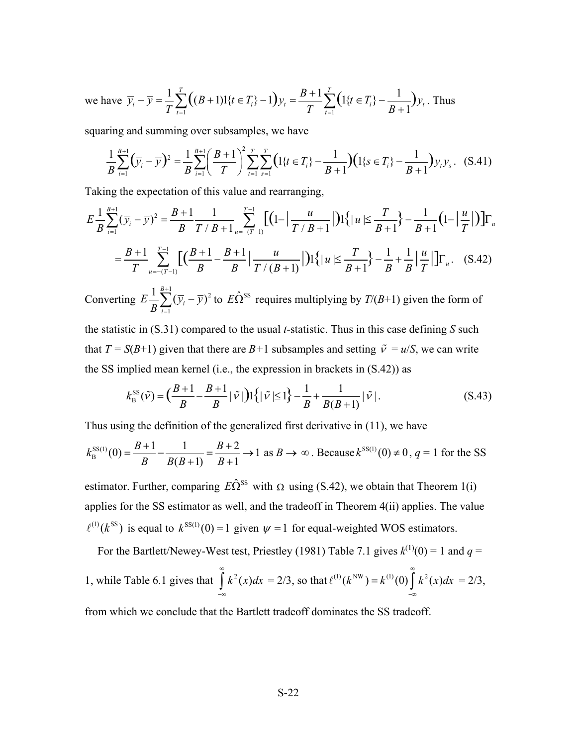we have $\bar{y}_i - \bar{y} = \frac{1}{T}\sum_{t=1}^{T}\big((B+1)1\{t \in T_i\} - 1\big)y_t = \frac{B+1}{T}\sum_{t=1}^{T}\big(1\{t \in T_i\} - \frac{1}{B+1}\big)y_t$. Thus squaring and summing over subsamples, we have

$$\frac{1}{B}\sum_{i=1}^{B+1}\big(\bar{y}_i - \bar{y}\big)^2 = \frac{1}{B}\sum_{i=1}^{B+1}\left(\frac{B+1}{T}\right)^2\sum_{t=1}^{T}\sum_{s=1}^{T}\big(1\{t \in T_i\} - \frac{1}{B+1}\big)\big(1\{s \in T_i\} - \frac{1}{B+1}\big)y_t y_s. \quad \text{(S.41)}$$

Taking the expectation of this value and rearranging,

$$E\frac{1}{B}\sum_{i=1}^{B+1}(\bar{y}_i - \bar{y})^2 = \frac{B+1}{B}\frac{1}{T/B+1}\sum_{u=-(T-1)}^{T-1}\Big[\big(1-\big|\frac{u}{T/B+1}\big|\big)1\big\{|u| \le \frac{T}{B+1}\big\} - \frac{1}{B+1}\big(1-\big|\frac{u}{T}\big|\big)\Big]\Gamma_u$$

$$= \frac{B+1}{T}\sum_{u=-(T-1)}^{T-1}\Big[\big(\frac{B+1}{B} - \frac{B+1}{B}\big|\frac{u}{T/(B+1)}\big|\big)1\big\{|u| \le \frac{T}{B+1}\big\} - \frac{1}{B} + \frac{1}{B}\big|\frac{u}{T}\big|\Big]\Gamma_u. \quad \text{(S.42)}$$

Converting $E\frac{1}{B}\sum_{i=1}^{B+1}(\bar{y}_i - \bar{y})^2$ to $E\hat{\Omega}^{\mathrm{SS}}$ requires multiplying by $T/(B+1)$ given the form of the statistic in (S.31) compared to the usual *t*-statistic. Thus in this case defining $S$ such that $T = S(B+1)$ given that there are $B+1$ subsamples and setting $\tilde{\nu} = u/S$, we can write the SS implied mean kernel (i.e., the expression in brackets in (S.42)) as

$$k_{\mathrm{B}}^{\mathrm{SS}}(\tilde{\nu}) = \big(\frac{B+1}{B} - \frac{B+1}{B}|\tilde{\nu}|\big)1\big\{|\tilde{\nu}| \le 1\big\} - \frac{1}{B} + \frac{1}{B(B+1)}|\tilde{\nu}|. \quad \text{(S.43)}$$

Thus using the definition of the generalized first derivative in (11), we have $k_{\mathrm{B}}^{\mathrm{SS}(1)}(0) = \frac{B+1}{B} - \frac{1}{B(B+1)} = \frac{B+2}{B+1} \to 1$ as $B \to \infty$. Because $k^{\mathrm{SS}(1)}(0) \ne 0$, $q = 1$ for the SS estimator. Further, comparing $E\hat{\Omega}^{\mathrm{SS}}$ with $\Omega$ using (S.42), we obtain that Theorem 1(i) applies for the SS estimator as well, and the tradeoff in Theorem 4(ii) applies. The value $\ell^{(1)}(k^{\mathrm{SS}})$ is equal to $k^{\mathrm{SS}(1)}(0) = 1$ given $\psi = 1$ for equal-weighted WOS estimators.

For the Bartlett/Newey-West test, Priestley (1981) Table 7.1 gives $k^{(1)}(0) = 1$ and $q = 1$, while Table 6.1 gives that $\int_{-\infty}^{\infty} k^2(x)dx = 2/3$, so that $\ell^{(1)}(k^{\mathrm{NW}}) = k^{(1)}(0)\int_{-\infty}^{\infty} k^2(x)dx = 2/3$, from which we conclude that the Bartlett tradeoff dominates the SS tradeoff.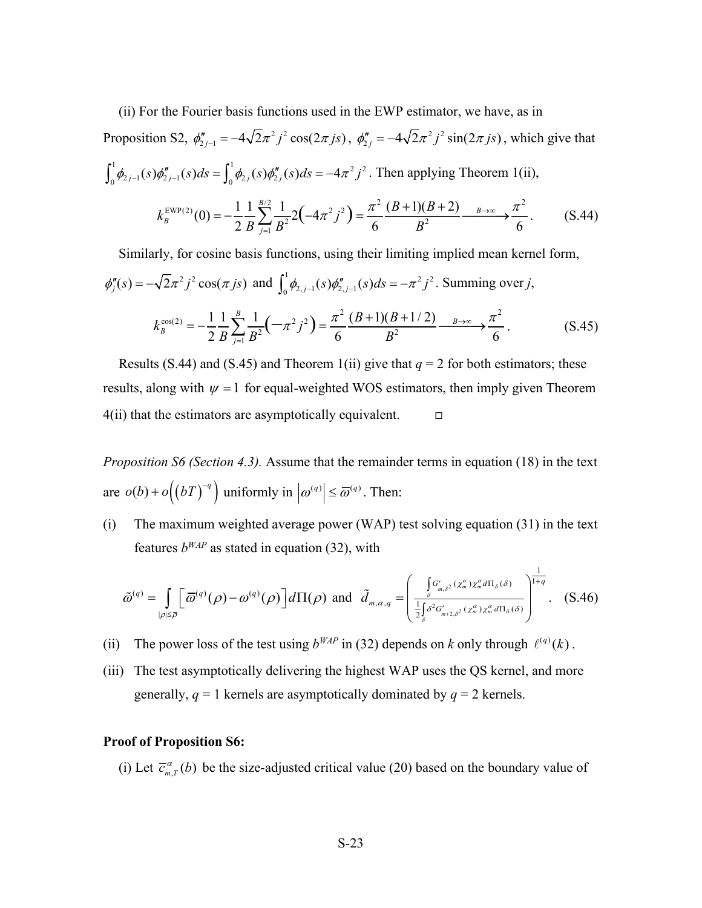(ii) For the Fourier basis functions used in the EWP estimator, we have, as in Proposition S2, $\phi''_{2j-1} = -4\sqrt{2}\pi^2 j^2 \cos(2\pi js)$, $\phi''_{2j} = -4\sqrt{2}\pi^2 j^2 \sin(2\pi js)$, which give that $\int_0^1 \phi_{2j-1}(s)\phi''_{2j-1}(s)ds = \int_0^1 \phi_{2j}(s)\phi''_{2j}(s)ds = -4\pi^2 j^2$. Then applying Theorem 1(ii),

$$k_B^{\mathrm{EWP}(2)}(0) = -\frac{1}{2}\frac{1}{B}\sum_{j=1}^{B/2}\frac{1}{B^2}2\left(-4\pi^2 j^2\right) = \frac{\pi^2}{6}\frac{(B+1)(B+2)}{B^2} \xrightarrow{B\to\infty} \frac{\pi^2}{6}. \tag{S.44}$$

Similarly, for cosine basis functions, using their limiting implied mean kernel form, $\phi''_j(s) = -\sqrt{2}\pi^2 j^2 \cos(\pi js)$ and $\int_0^1 \phi_{2,j-1}(s)\phi''_{2,j-1}(s)ds = -\pi^2 j^2$. Summing over $j$,

$$k_B^{\cos(2)} = -\frac{1}{2}\frac{1}{B}\sum_{j=1}^{B}\frac{1}{B^2}\left(-\pi^2 j^2\right) = \frac{\pi^2}{6}\frac{(B+1)(B+1/2)}{B^2} \xrightarrow{B\to\infty} \frac{\pi^2}{6}. \tag{S.45}$$

Results (S.44) and (S.45) and Theorem 1(ii) give that $q = 2$ for both estimators; these results, along with $\psi = 1$ for equal-weighted WOS estimators, then imply given Theorem 4(ii) that the estimators are asymptotically equivalent. □

*Proposition S6 (Section 4.3).* Assume that the remainder terms in equation (18) in the text are $o(b) + o\left((bT)^{-q}\right)$ uniformly in $\left|\omega^{(q)}\right| \le \bar{\omega}^{(q)}$. Then:

(i) The maximum weighted average power (WAP) test solving equation (31) in the text features $b^{WAP}$ as stated in equation (32), with

$$\tilde{\omega}^{(q)} = \int_{|\rho|\le\bar{\rho}} \left[\bar{\omega}^{(q)}(\rho) - \omega^{(q)}(\rho)\right] d\Pi(\rho) \text{ and } \tilde{d}_{m,\alpha,q} = \left(\frac{\int_\delta G'_{m,\delta^2}(\chi_m^\alpha)\chi_m^\alpha d\Pi_\delta(\delta)}{\frac{1}{2}\int_\delta \delta^2 G'_{m+2,\delta^2}(\chi_m^\alpha)\chi_m^\alpha d\Pi_\delta(\delta)}\right)^{\frac{1}{1+q}}. \tag{S.46}$$

(ii) The power loss of the test using $b^{WAP}$ in (32) depends on $k$ only through $\ell^{(q)}(k)$.

(iii) The test asymptotically delivering the highest WAP uses the QS kernel, and more generally, $q = 1$ kernels are asymptotically dominated by $q = 2$ kernels.

**Proof of Proposition S6:**

(i) Let $\bar{c}_{m,T}^\alpha(b)$ be the size-adjusted critical value (20) based on the boundary value of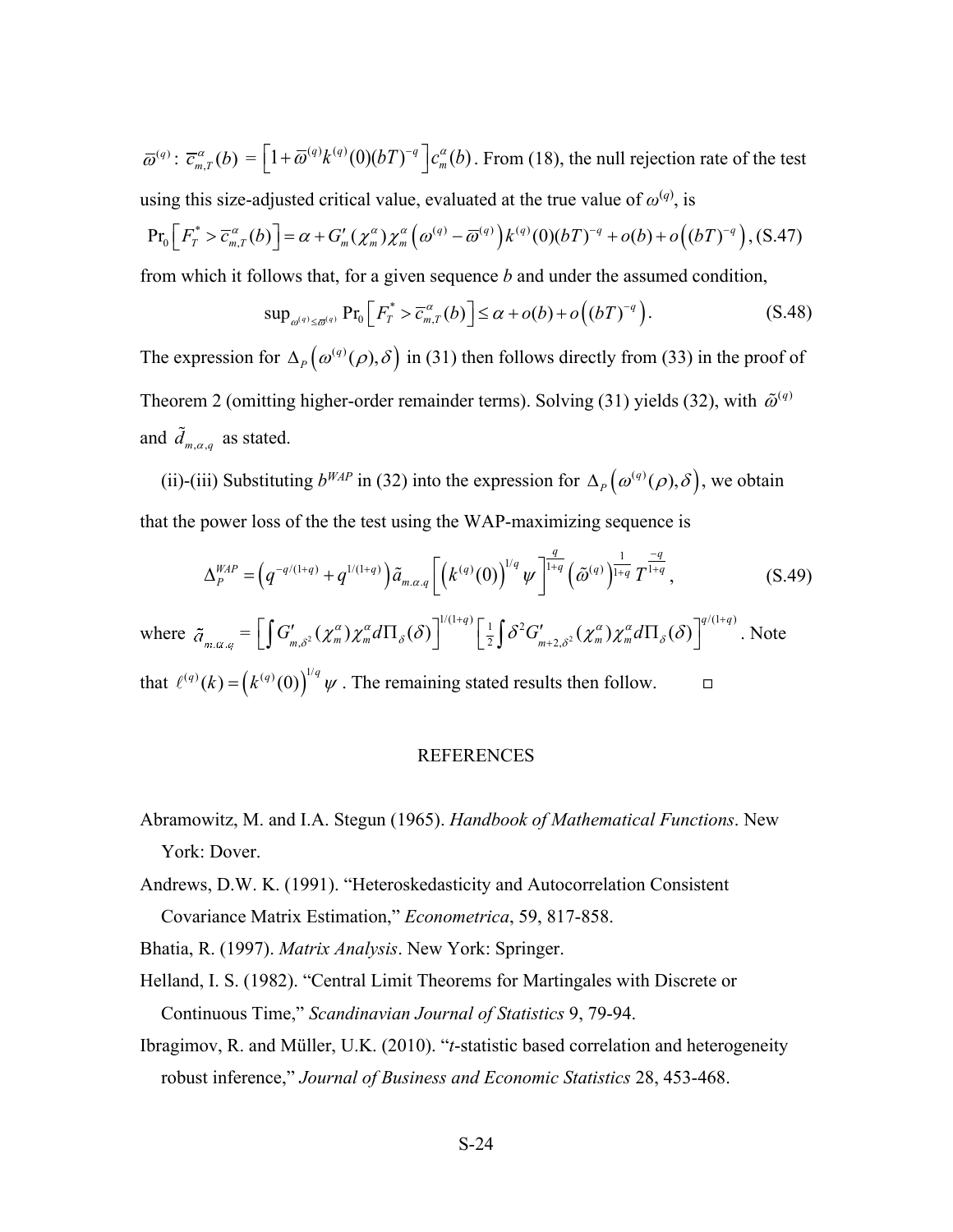$\bar{\omega}^{(q)}$ : $\bar{c}^{\alpha}_{m,T}(b) = \left[1+\bar{\omega}^{(q)}k^{(q)}(0)(bT)^{-q}\right]c^{\alpha}_{m}(b)$. From (18), the null rejection rate of the test using this size-adjusted critical value, evaluated at the true value of $\omega^{(q)}$, is

$$\Pr_0\left[F^*_T > \bar{c}^{\alpha}_{m,T}(b)\right] = \alpha + G'_m(\chi^{\alpha}_m)\chi^{\alpha}_m\left(\omega^{(q)}-\bar{\omega}^{(q)}\right)k^{(q)}(0)(bT)^{-q} + o(b) + o\left((bT)^{-q}\right), \text{(S.47)}$$

from which it follows that, for a given sequence $b$ and under the assumed condition,

$$\sup_{\omega^{(q)}\le\bar{\omega}^{(q)}} \Pr_0\left[F^*_T > \bar{c}^{\alpha}_{m,T}(b)\right] \le \alpha + o(b) + o\left((bT)^{-q}\right). \quad \text{(S.48)}$$

The expression for $\Delta_P\left(\omega^{(q)}(\rho),\delta\right)$ in (31) then follows directly from (33) in the proof of Theorem 2 (omitting higher-order remainder terms). Solving (31) yields (32), with $\tilde{\omega}^{(q)}$ and $\tilde{d}_{m,\alpha,q}$ as stated.

(ii)-(iii) Substituting $b^{WAP}$ in (32) into the expression for $\Delta_P\left(\omega^{(q)}(\rho),\delta\right)$, we obtain that the power loss of the the test using the WAP-maximizing sequence is

$$\Delta^{WAP}_P = \left(q^{-q/(1+q)} + q^{1/(1+q)}\right)\tilde{a}_{m.\alpha.q}\left[\left(k^{(q)}(0)\right)^{1/q}\psi\right]^{\frac{q}{1+q}}\left(\tilde{\omega}^{(q)}\right)^{\frac{1}{1+q}}T^{\frac{-q}{1+q}}, \quad \text{(S.49)}$$

where $\tilde{a}_{m.\alpha.q} = \left[\int G'_{m,\delta^2}(\chi^{\alpha}_m)\chi^{\alpha}_m d\Pi_{\delta}(\delta)\right]^{1/(1+q)}\left[\frac{1}{2}\int \delta^2 G'_{m+2,\delta^2}(\chi^{\alpha}_m)\chi^{\alpha}_m d\Pi_{\delta}(\delta)\right]^{q/(1+q)}$. Note that $\ell^{(q)}(k) = \left(k^{(q)}(0)\right)^{1/q}\psi$. The remaining stated results then follow. □

## REFERENCES

Abramowitz, M. and I.A. Stegun (1965). *Handbook of Mathematical Functions*. New York: Dover.

Andrews, D.W. K. (1991). "Heteroskedasticity and Autocorrelation Consistent Covariance Matrix Estimation," *Econometrica*, 59, 817-858.

Bhatia, R. (1997). *Matrix Analysis*. New York: Springer.

Helland, I. S. (1982). "Central Limit Theorems for Martingales with Discrete or Continuous Time," *Scandinavian Journal of Statistics* 9, 79-94.

Ibragimov, R. and Müller, U.K. (2010). "*t*-statistic based correlation and heterogeneity robust inference," *Journal of Business and Economic Statistics* 28, 453-468.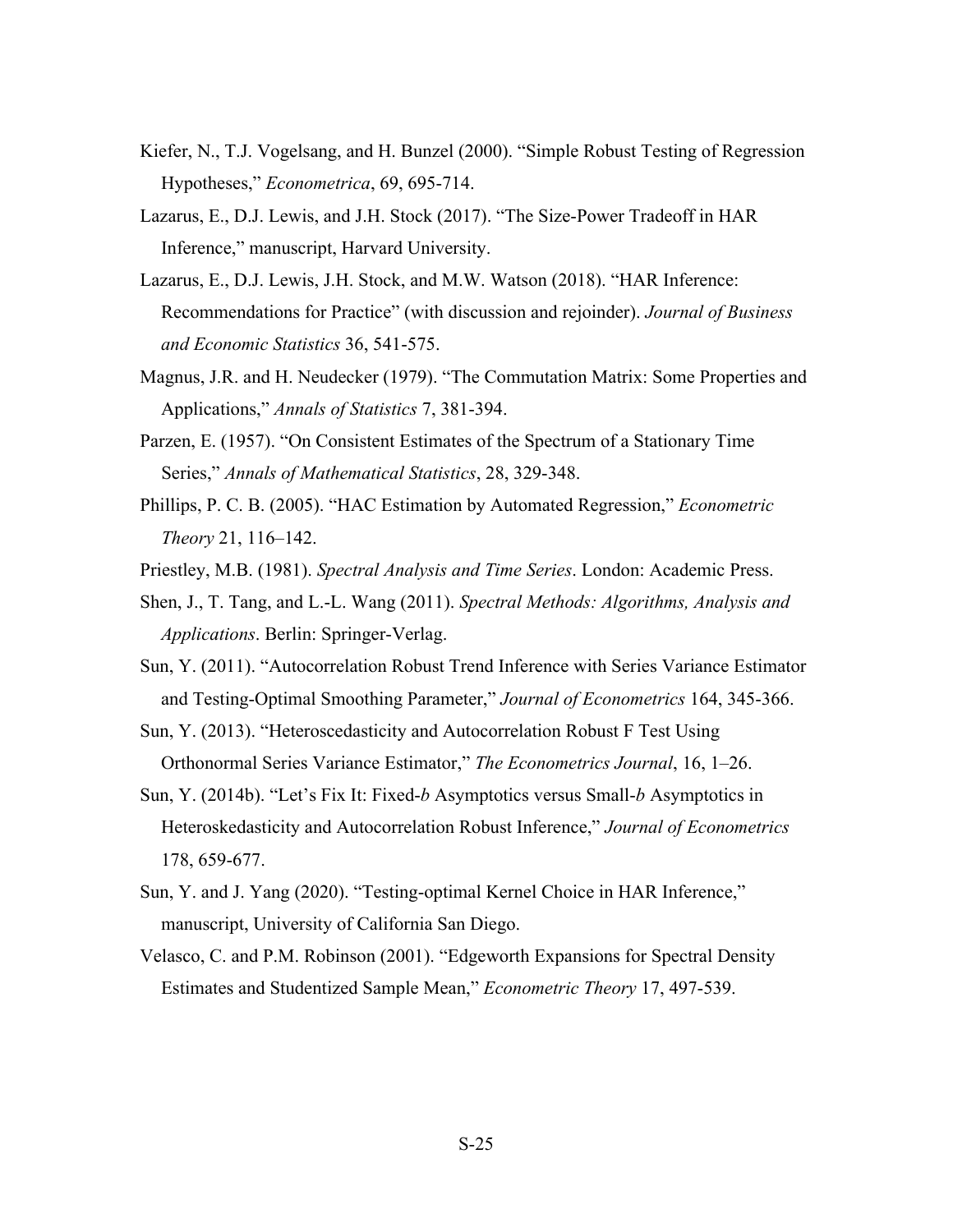Kiefer, N., T.J. Vogelsang, and H. Bunzel (2000). "Simple Robust Testing of Regression Hypotheses," *Econometrica*, 69, 695-714.

Lazarus, E., D.J. Lewis, and J.H. Stock (2017). "The Size-Power Tradeoff in HAR Inference," manuscript, Harvard University.

Lazarus, E., D.J. Lewis, J.H. Stock, and M.W. Watson (2018). "HAR Inference: Recommendations for Practice" (with discussion and rejoinder). *Journal of Business and Economic Statistics* 36, 541-575.

Magnus, J.R. and H. Neudecker (1979). "The Commutation Matrix: Some Properties and Applications," *Annals of Statistics* 7, 381-394.

Parzen, E. (1957). "On Consistent Estimates of the Spectrum of a Stationary Time Series," *Annals of Mathematical Statistics*, 28, 329-348.

Phillips, P. C. B. (2005). "HAC Estimation by Automated Regression," *Econometric Theory* 21, 116–142.

Priestley, M.B. (1981). *Spectral Analysis and Time Series*. London: Academic Press.

Shen, J., T. Tang, and L.-L. Wang (2011). *Spectral Methods: Algorithms, Analysis and Applications*. Berlin: Springer-Verlag.

Sun, Y. (2011). "Autocorrelation Robust Trend Inference with Series Variance Estimator and Testing-Optimal Smoothing Parameter," *Journal of Econometrics* 164, 345-366.

Sun, Y. (2013). "Heteroscedasticity and Autocorrelation Robust F Test Using Orthonormal Series Variance Estimator," *The Econometrics Journal*, 16, 1–26.

Sun, Y. (2014b). "Let's Fix It: Fixed-*b* Asymptotics versus Small-*b* Asymptotics in Heteroskedasticity and Autocorrelation Robust Inference," *Journal of Econometrics* 178, 659-677.

Sun, Y. and J. Yang (2020). "Testing-optimal Kernel Choice in HAR Inference," manuscript, University of California San Diego.

Velasco, C. and P.M. Robinson (2001). "Edgeworth Expansions for Spectral Density Estimates and Studentized Sample Mean," *Econometric Theory* 17, 497-539.